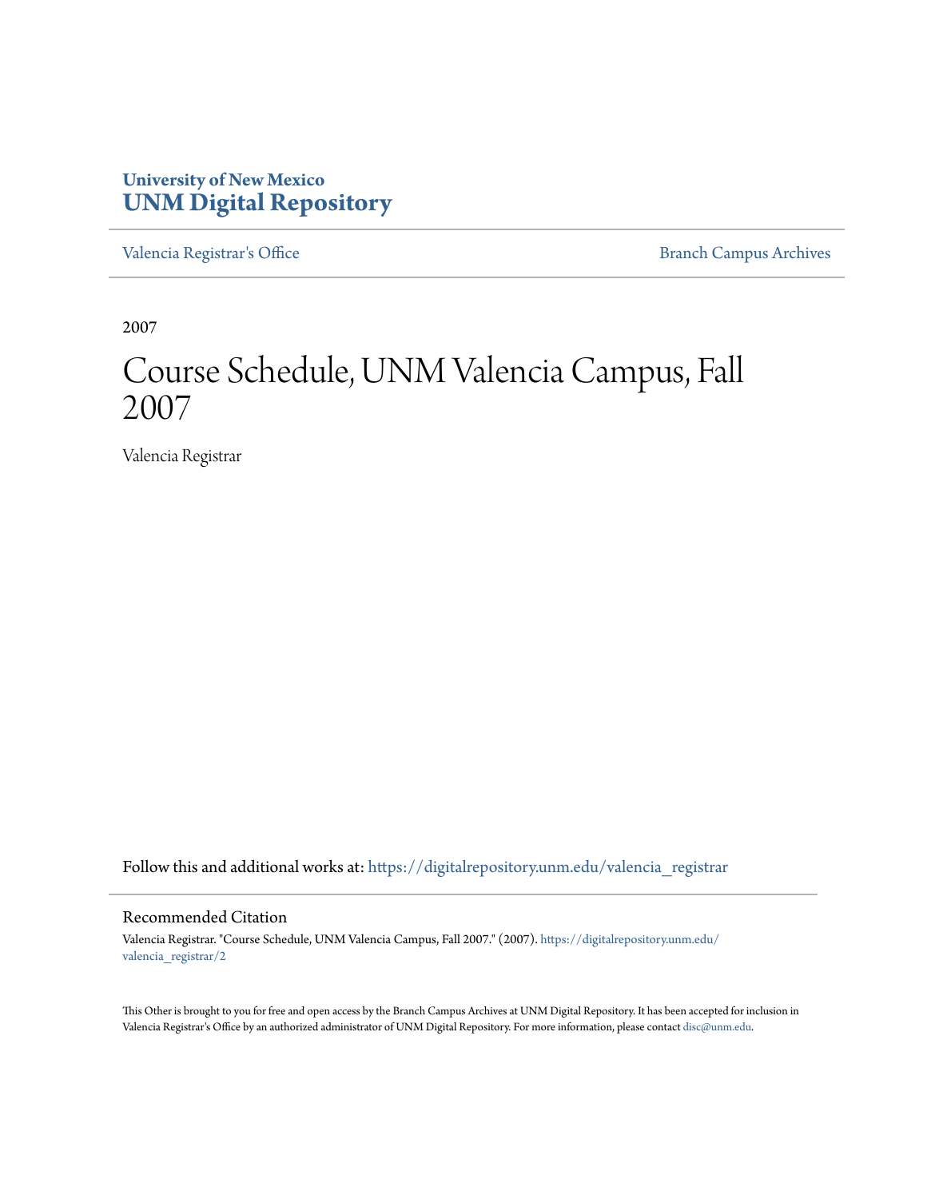University of New Mexico
# UNM Digital Repository

Valencia Registrar's Office | Branch Campus Archives

2007

# Course Schedule, UNM Valencia Campus, Fall 2007

Valencia Registrar

Follow this and additional works at: https://digitalrepository.unm.edu/valencia_registrar

## Recommended Citation

Valencia Registrar. "Course Schedule, UNM Valencia Campus, Fall 2007." (2007). https://digitalrepository.unm.edu/valencia_registrar/2

This Other is brought to you for free and open access by the Branch Campus Archives at UNM Digital Repository. It has been accepted for inclusion in Valencia Registrar's Office by an authorized administrator of UNM Digital Repository. For more information, please contact disc@unm.edu.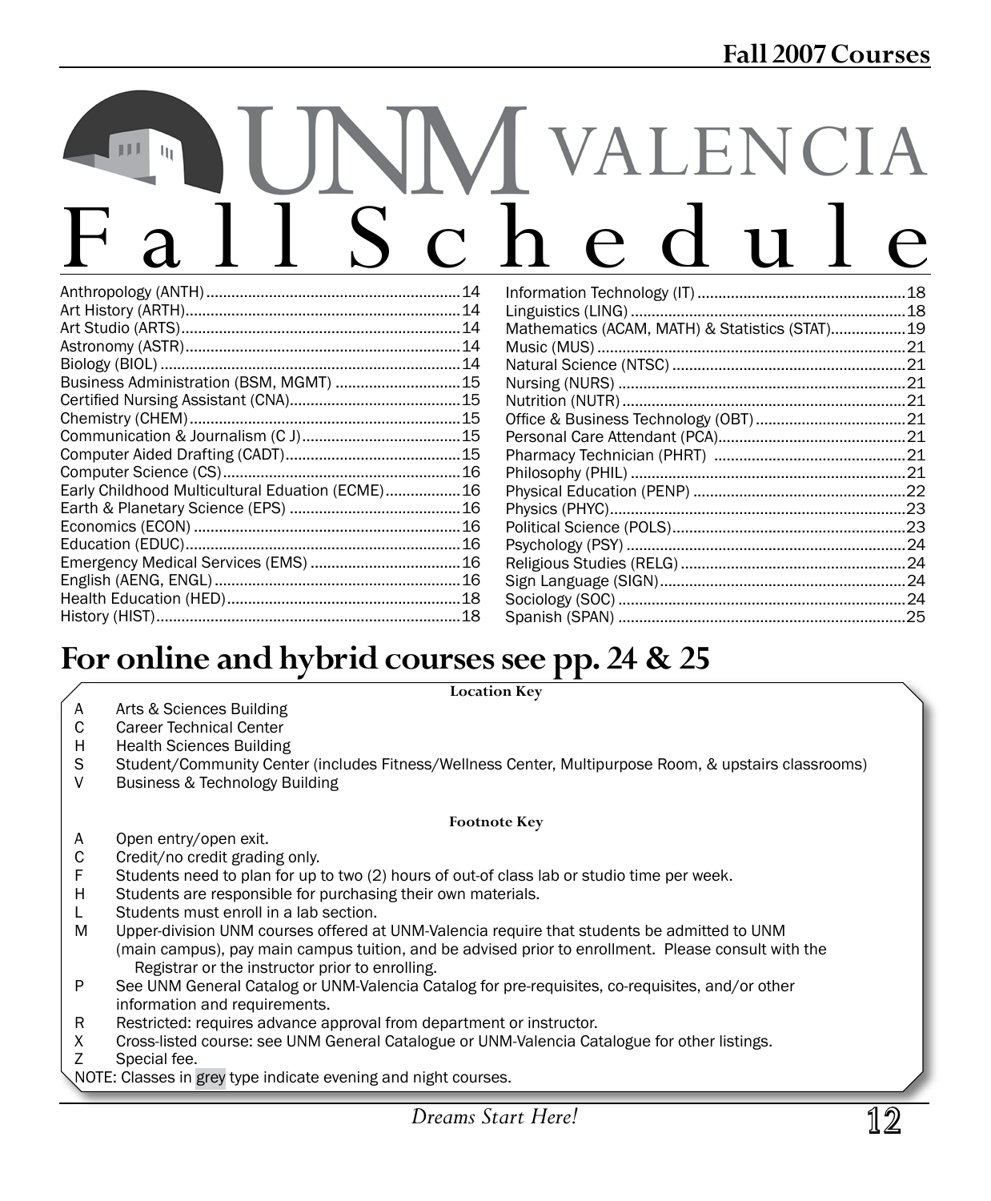# UNM VALENCIA

# Fall Schedule

| Subject | Page |
|---|---|
| Anthropology (ANTH) | 14 |
| Art History (ARTH) | 14 |
| Art Studio (ARTS) | 14 |
| Astronomy (ASTR) | 14 |
| Biology (BIOL) | 14 |
| Business Administration (BSM, MGMT) | 15 |
| Certified Nursing Assistant (CNA) | 15 |
| Chemistry (CHEM) | 15 |
| Communication & Journalism (C J) | 15 |
| Computer Aided Drafting (CADT) | 15 |
| Computer Science (CS) | 16 |
| Early Childhood Multicultural Eduation (ECME) | 16 |
| Earth & Planetary Science (EPS) | 16 |
| Economics (ECON) | 16 |
| Education (EDUC) | 16 |
| Emergency Medical Services (EMS) | 16 |
| English (AENG, ENGL) | 16 |
| Health Education (HED) | 18 |
| History (HIST) | 18 |
| Information Technology (IT) | 18 |
| Linguistics (LING) | 18 |
| Mathematics (ACAM, MATH) & Statistics (STAT) | 19 |
| Music (MUS) | 21 |
| Natural Science (NTSC) | 21 |
| Nursing (NURS) | 21 |
| Nutrition (NUTR) | 21 |
| Office & Business Technology (OBT) | 21 |
| Personal Care Attendant (PCA) | 21 |
| Pharmacy Technician (PHRT) | 21 |
| Philosophy (PHIL) | 21 |
| Physical Education (PENP) | 22 |
| Physics (PHYC) | 23 |
| Political Science (POLS) | 23 |
| Psychology (PSY) | 24 |
| Religious Studies (RELG) | 24 |
| Sign Language (SIGN) | 24 |
| Sociology (SOC) | 24 |
| Spanish (SPAN) | 25 |

## For online and hybrid courses see pp. 24 & 25

**Location Key**

- A — Arts & Sciences Building
- C — Career Technical Center
- H — Health Sciences Building
- S — Student/Community Center (includes Fitness/Wellness Center, Multipurpose Room, & upstairs classrooms)
- V — Business & Technology Building

**Footnote Key**

- A — Open entry/open exit.
- C — Credit/no credit grading only.
- F — Students need to plan for up to two (2) hours of out-of class lab or studio time per week.
- H — Students are responsible for purchasing their own materials.
- L — Students must enroll in a lab section.
- M — Upper-division UNM courses offered at UNM-Valencia require that students be admitted to UNM (main campus), pay main campus tuition, and be advised prior to enrollment. Please consult with the Registrar or the instructor prior to enrolling.
- P — See UNM General Catalog or UNM-Valencia Catalog for pre-requisites, co-requisites, and/or other information and requirements.
- R — Restricted: requires advance approval from department or instructor.
- X — Cross-listed course: see UNM General Catalogue or UNM-Valencia Catalogue for other listings.
- Z — Special fee.

NOTE: Classes in grey type indicate evening and night courses.

*Dreams Start Here!*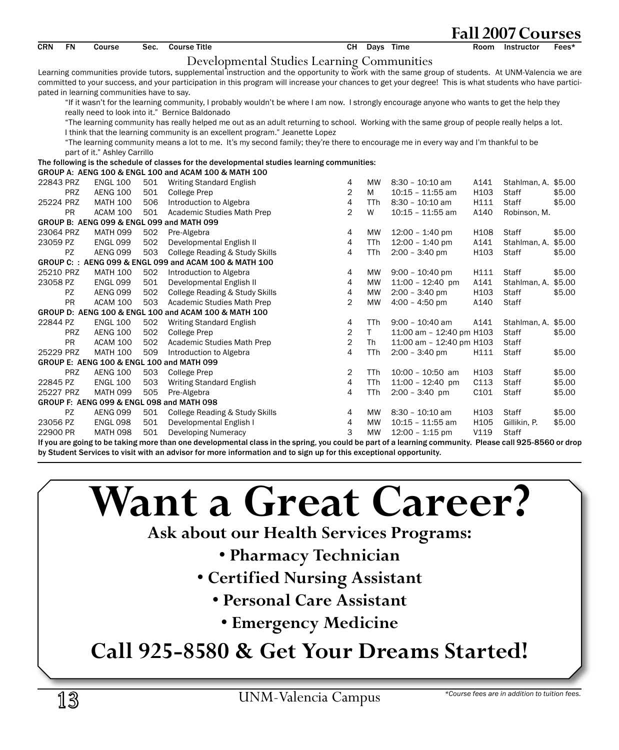# Fall 2007 Courses

## Developmental Studies Learning Communities

Learning communities provide tutors, supplemental instruction and the opportunity to work with the same group of students. At UNM-Valencia we are committed to your success, and your participation in this program will increase your chances to get your degree! This is what students who have participated in learning communities have to say.

"If it wasn't for the learning community, I probably wouldn't be where I am now. I strongly encourage anyone who wants to get the help they really need to look into it." Bernice Baldonado

"The learning community has really helped me out as an adult returning to school. Working with the same group of people really helps a lot. I think that the learning community is an excellent program." Jeanette Lopez

"The learning community means a lot to me. It's my second family; they're there to encourage me in every way and I'm thankful to be part of it." Ashley Carrillo

**The following is the schedule of classes for the developmental studies learning communities:**

| CRN | FN | Course | Sec. | Course Title | CH | Days | Time | Room | Instructor | Fees* |
|---|---|---|---|---|---|---|---|---|---|---|
| **GROUP A: AENG 100 & ENGL 100 and ACAM 100 & MATH 100** | | | | | | | | | | |
| 22843 | PRZ | ENGL 100 | 501 | Writing Standard English | 4 | MW | 8:30 – 10:10 am | A141 | Stahlman, A. | $5.00 |
| | PRZ | AENG 100 | 501 | College Prep | 2 | M | 10:15 – 11:55 am | H103 | Staff | $5.00 |
| 25224 | PRZ | MATH 100 | 506 | Introduction to Algebra | 4 | TTh | 8:30 – 10:10 am | H111 | Staff | $5.00 |
| | PR | ACAM 100 | 501 | Academic Studies Math Prep | 2 | W | 10:15 – 11:55 am | A140 | Robinson, M. | |
| **GROUP B: AENG 099 & ENGL 099 and MATH 099** | | | | | | | | | | |
| 23064 | PRZ | MATH 099 | 502 | Pre-Algebra | 4 | MW | 12:00 – 1:40 pm | H108 | Staff | $5.00 |
| 23059 | PZ | ENGL 099 | 502 | Developmental English II | 4 | TTh | 12:00 – 1:40 pm | A141 | Stahlman, A. | $5.00 |
| | PZ | AENG 099 | 503 | College Reading & Study Skills | 4 | TTh | 2:00 – 3:40 pm | H103 | Staff | $5.00 |
| **GROUP C: : AENG 099 & ENGL 099 and ACAM 100 & MATH 100** | | | | | | | | | | |
| 25210 | PRZ | MATH 100 | 502 | Introduction to Algebra | 4 | MW | 9:00 – 10:40 pm | H111 | Staff | $5.00 |
| 23058 | PZ | ENGL 099 | 501 | Developmental English II | 4 | MW | 11:00 – 12:40 pm | A141 | Stahlman, A. | $5.00 |
| | PZ | AENG 099 | 502 | College Reading & Study Skills | 4 | MW | 2:00 – 3:40 pm | H103 | Staff | $5.00 |
| | PR | ACAM 100 | 503 | Academic Studies Math Prep | 2 | MW | 4:00 – 4:50 pm | A140 | Staff | |
| **GROUP D: AENG 100 & ENGL 100 and ACAM 100 & MATH 100** | | | | | | | | | | |
| 22844 | PZ | ENGL 100 | 502 | Writing Standard English | 4 | TTh | 9:00 – 10:40 am | A141 | Stahlman, A. | $5.00 |
| | PRZ | AENG 100 | 502 | College Prep | 2 | T | 11:00 am – 12:40 pm | H103 | Staff | $5.00 |
| | PR | ACAM 100 | 502 | Academic Studies Math Prep | 2 | Th | 11:00 am – 12:40 pm | H103 | Staff | |
| 25229 | PRZ | MATH 100 | 509 | Introduction to Algebra | 4 | TTh | 2:00 – 3:40 pm | H111 | Staff | $5.00 |
| **GROUP E: AENG 100 & ENGL 100 and MATH 099** | | | | | | | | | | |
| | PRZ | AENG 100 | 503 | College Prep | 2 | TTh | 10:00 – 10:50 am | H103 | Staff | $5.00 |
| 22845 | PZ | ENGL 100 | 503 | Writing Standard English | 4 | TTh | 11:00 – 12:40 pm | C113 | Staff | $5.00 |
| 25227 | PRZ | MATH 099 | 505 | Pre-Algebra | 4 | TTh | 2:00 – 3:40 pm | C101 | Staff | $5.00 |
| **GROUP F: AENG 099 & ENGL 098 and MATH 098** | | | | | | | | | | |
| | PZ | AENG 099 | 501 | College Reading & Study Skills | 4 | MW | 8:30 – 10:10 am | H103 | Staff | $5.00 |
| 23056 | PZ | ENGL 098 | 501 | Developmental English I | 4 | MW | 10:15 – 11:55 am | H105 | Gillikin, P. | $5.00 |
| 22900 | PR | MATH 098 | 501 | Developing Numeracy | 3 | MW | 12:00 – 1:15 pm | V119 | Staff | |

**If you are going to be taking more than one developmental class in the spring, you could be part of a learning community. Please call 925-8560 or drop by Student Services to visit with an advisor for more information and to sign up for this exceptional opportunity.**

# Want a Great Career?

**Ask about our Health Services Programs:**

- **Pharmacy Technician**
- **Certified Nursing Assistant**
- **Personal Care Assistant**
- **Emergency Medicine**

**Call 925-8580 & Get Your Dreams Started!**

*Course fees are in addition to tuition fees.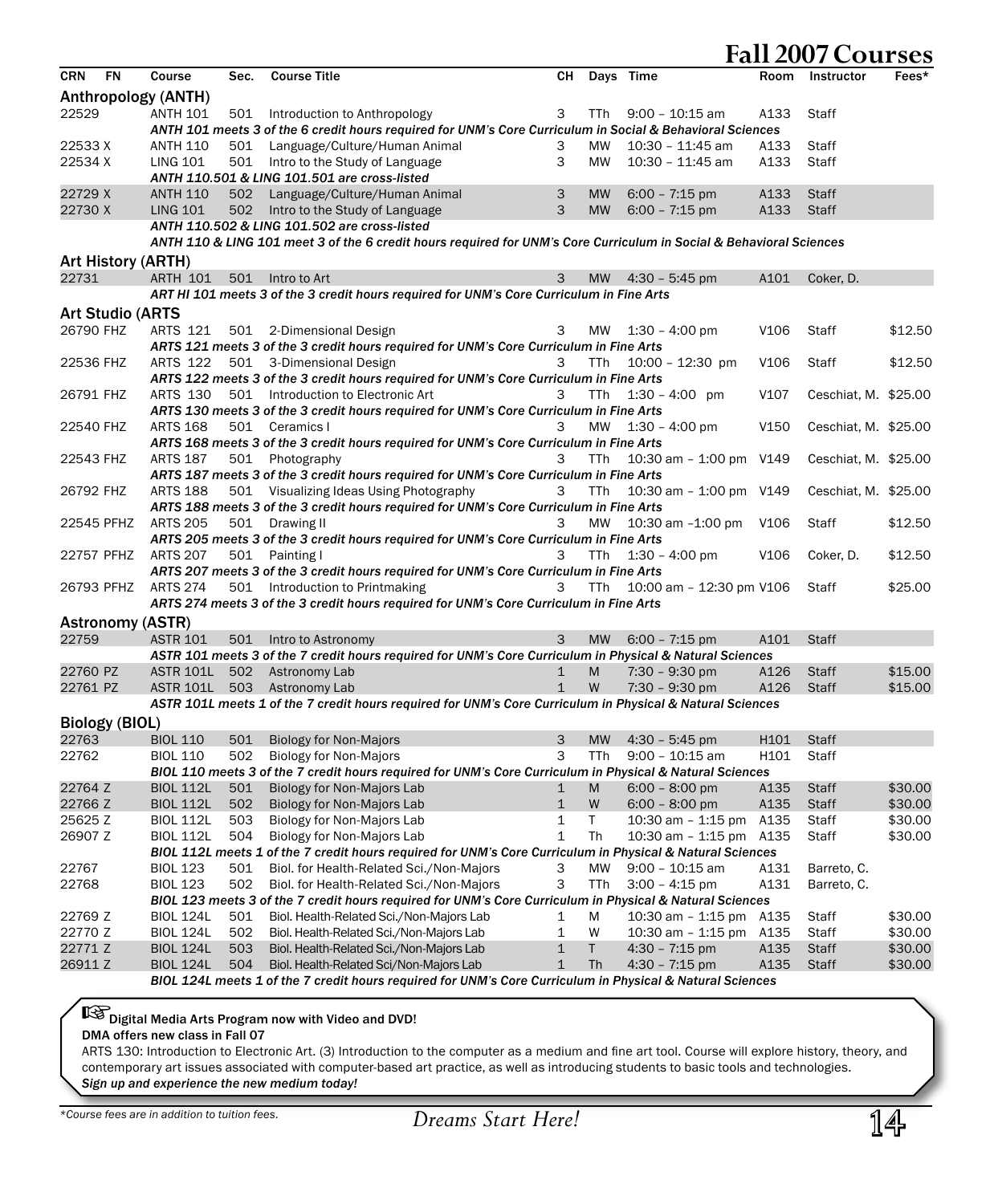# Fall 2007 Courses

| CRN | FN | Course | Sec. | Course Title | CH | Days | Time | Room | Instructor | Fees* |
|---|---|---|---|---|---|---|---|---|---|---|
| **Anthropology (ANTH)** | | | | | | | | | | |
| 22529 | | ANTH 101 | 501 | Introduction to Anthropology | 3 | TTh | 9:00 – 10:15 am | A133 | Staff | |
| | | *ANTH 101 meets 3 of the 6 credit hours required for UNM's Core Curriculum in Social & Behavioral Sciences* | | | | | | | | |
| 22533 | X | ANTH 110 | 501 | Language/Culture/Human Animal | 3 | MW | 10:30 – 11:45 am | A133 | Staff | |
| 22534 | X | LING 101 | 501 | Intro to the Study of Language | 3 | MW | 10:30 – 11:45 am | A133 | Staff | |
| | | *ANTH 110.501 & LING 101.501 are cross-listed* | | | | | | | | |
| 22729 | X | ANTH 110 | 502 | Language/Culture/Human Animal | 3 | MW | 6:00 – 7:15 pm | A133 | Staff | |
| 22730 | X | LING 101 | 502 | Intro to the Study of Language | 3 | MW | 6:00 – 7:15 pm | A133 | Staff | |
| | | *ANTH 110.502 & LING 101.502 are cross-listed* | | | | | | | | |
| | | *ANTH 110 & LING 101 meet 3 of the 6 credit hours required for UNM's Core Curriculum in Social & Behavioral Sciences* | | | | | | | | |
| **Art History (ARTH)** | | | | | | | | | | |
| 22731 | | ARTH 101 | 501 | Intro to Art | 3 | MW | 4:30 – 5:45 pm | A101 | Coker, D. | |
| | | *ART HI 101 meets 3 of the 3 credit hours required for UNM's Core Curriculum in Fine Arts* | | | | | | | | |
| **Art Studio (ARTS** | | | | | | | | | | |
| 26790 | FHZ | ARTS 121 | 501 | 2-Dimensional Design | 3 | MW | 1:30 – 4:00 pm | V106 | Staff | $12.50 |
| | | *ARTS 121 meets 3 of the 3 credit hours required for UNM's Core Curriculum in Fine Arts* | | | | | | | | |
| 22536 | FHZ | ARTS 122 | 501 | 3-Dimensional Design | 3 | TTh | 10:00 – 12:30 pm | V106 | Staff | $12.50 |
| | | *ARTS 122 meets 3 of the 3 credit hours required for UNM's Core Curriculum in Fine Arts* | | | | | | | | |
| 26791 | FHZ | ARTS 130 | 501 | Introduction to Electronic Art | 3 | TTh | 1:30 – 4:00 pm | V107 | Ceschiat, M. | $25.00 |
| | | *ARTS 130 meets 3 of the 3 credit hours required for UNM's Core Curriculum in Fine Arts* | | | | | | | | |
| 22540 | FHZ | ARTS 168 | 501 | Ceramics I | 3 | MW | 1:30 – 4:00 pm | V150 | Ceschiat, M. | $25.00 |
| | | *ARTS 168 meets 3 of the 3 credit hours required for UNM's Core Curriculum in Fine Arts* | | | | | | | | |
| 22543 | FHZ | ARTS 187 | 501 | Photography | 3 | TTh | 10:30 am – 1:00 pm | V149 | Ceschiat, M. | $25.00 |
| | | *ARTS 187 meets 3 of the 3 credit hours required for UNM's Core Curriculum in Fine Arts* | | | | | | | | |
| 26792 | FHZ | ARTS 188 | 501 | Visualizing Ideas Using Photography | 3 | TTh | 10:30 am – 1:00 pm | V149 | Ceschiat, M. | $25.00 |
| | | *ARTS 188 meets 3 of the 3 credit hours required for UNM's Core Curriculum in Fine Arts* | | | | | | | | |
| 22545 | PFHZ | ARTS 205 | 501 | Drawing II | 3 | MW | 10:30 am –1:00 pm | V106 | Staff | $12.50 |
| | | *ARTS 205 meets 3 of the 3 credit hours required for UNM's Core Curriculum in Fine Arts* | | | | | | | | |
| 22757 | PFHZ | ARTS 207 | 501 | Painting I | 3 | TTh | 1:30 – 4:00 pm | V106 | Coker, D. | $12.50 |
| | | *ARTS 207 meets 3 of the 3 credit hours required for UNM's Core Curriculum in Fine Arts* | | | | | | | | |
| 26793 | PFHZ | ARTS 274 | 501 | Introduction to Printmaking | 3 | TTh | 10:00 am – 12:30 pm | V106 | Staff | $25.00 |
| | | *ARTS 274 meets 3 of the 3 credit hours required for UNM's Core Curriculum in Fine Arts* | | | | | | | | |
| **Astronomy (ASTR)** | | | | | | | | | | |
| 22759 | | ASTR 101 | 501 | Intro to Astronomy | 3 | MW | 6:00 – 7:15 pm | A101 | Staff | |
| | | *ASTR 101 meets 3 of the 7 credit hours required for UNM's Core Curriculum in Physical & Natural Sciences* | | | | | | | | |
| 22760 | PZ | ASTR 101L | 502 | Astronomy Lab | 1 | M | 7:30 – 9:30 pm | A126 | Staff | $15.00 |
| 22761 | PZ | ASTR 101L | 503 | Astronomy Lab | 1 | W | 7:30 – 9:30 pm | A126 | Staff | $15.00 |
| | | *ASTR 101L meets 1 of the 7 credit hours required for UNM's Core Curriculum in Physical & Natural Sciences* | | | | | | | | |
| **Biology (BIOL)** | | | | | | | | | | |
| 22763 | | BIOL 110 | 501 | Biology for Non-Majors | 3 | MW | 4:30 – 5:45 pm | H101 | Staff | |
| 22762 | | BIOL 110 | 502 | Biology for Non-Majors | 3 | TTh | 9:00 – 10:15 am | H101 | Staff | |
| | | *BIOL 110 meets 3 of the 7 credit hours required for UNM's Core Curriculum in Physical & Natural Sciences* | | | | | | | | |
| 22764 | Z | BIOL 112L | 501 | Biology for Non-Majors Lab | 1 | M | 6:00 – 8:00 pm | A135 | Staff | $30.00 |
| 22766 | Z | BIOL 112L | 502 | Biology for Non-Majors Lab | 1 | W | 6:00 – 8:00 pm | A135 | Staff | $30.00 |
| 25625 | Z | BIOL 112L | 503 | Biology for Non-Majors Lab | 1 | T | 10:30 am – 1:15 pm | A135 | Staff | $30.00 |
| 26907 | Z | BIOL 112L | 504 | Biology for Non-Majors Lab | 1 | Th | 10:30 am – 1:15 pm | A135 | Staff | $30.00 |
| | | *BIOL 112L meets 1 of the 7 credit hours required for UNM's Core Curriculum in Physical & Natural Sciences* | | | | | | | | |
| 22767 | | BIOL 123 | 501 | Biol. for Health-Related Sci./Non-Majors | 3 | MW | 9:00 – 10:15 am | A131 | Barreto, C. | |
| 22768 | | BIOL 123 | 502 | Biol. for Health-Related Sci./Non-Majors | 3 | TTh | 3:00 – 4:15 pm | A131 | Barreto, C. | |
| | | *BIOL 123 meets 3 of the 7 credit hours required for UNM's Core Curriculum in Physical & Natural Sciences* | | | | | | | | |
| 22769 | Z | BIOL 124L | 501 | Biol. Health-Related Sci./Non-Majors Lab | 1 | M | 10:30 am – 1:15 pm | A135 | Staff | $30.00 |
| 22770 | Z | BIOL 124L | 502 | Biol. Health-Related Sci./Non-Majors Lab | 1 | W | 10:30 am – 1:15 pm | A135 | Staff | $30.00 |
| 22771 | Z | BIOL 124L | 503 | Biol. Health-Related Sci./Non-Majors Lab | 1 | T | 4:30 – 7:15 pm | A135 | Staff | $30.00 |
| 26911 | Z | BIOL 124L | 504 | Biol. Health-Related Sci/Non-Majors Lab | 1 | Th | 4:30 – 7:15 pm | A135 | Staff | $30.00 |
| | | *BIOL 124L meets 1 of the 7 credit hours required for UNM's Core Curriculum in Physical & Natural Sciences* | | | | | | | | |

**☞ Digital Media Arts Program now with Video and DVD!**

**DMA offers new class in Fall 07**

ARTS 130: Introduction to Electronic Art. (3) Introduction to the computer as a medium and fine art tool. Course will explore history, theory, and contemporary art issues associated with computer-based art practice, as well as introducing students to basic tools and technologies.
***Sign up and experience the new medium today!***

*\*Course fees are in addition to tuition fees.*

*Dreams Start Here!*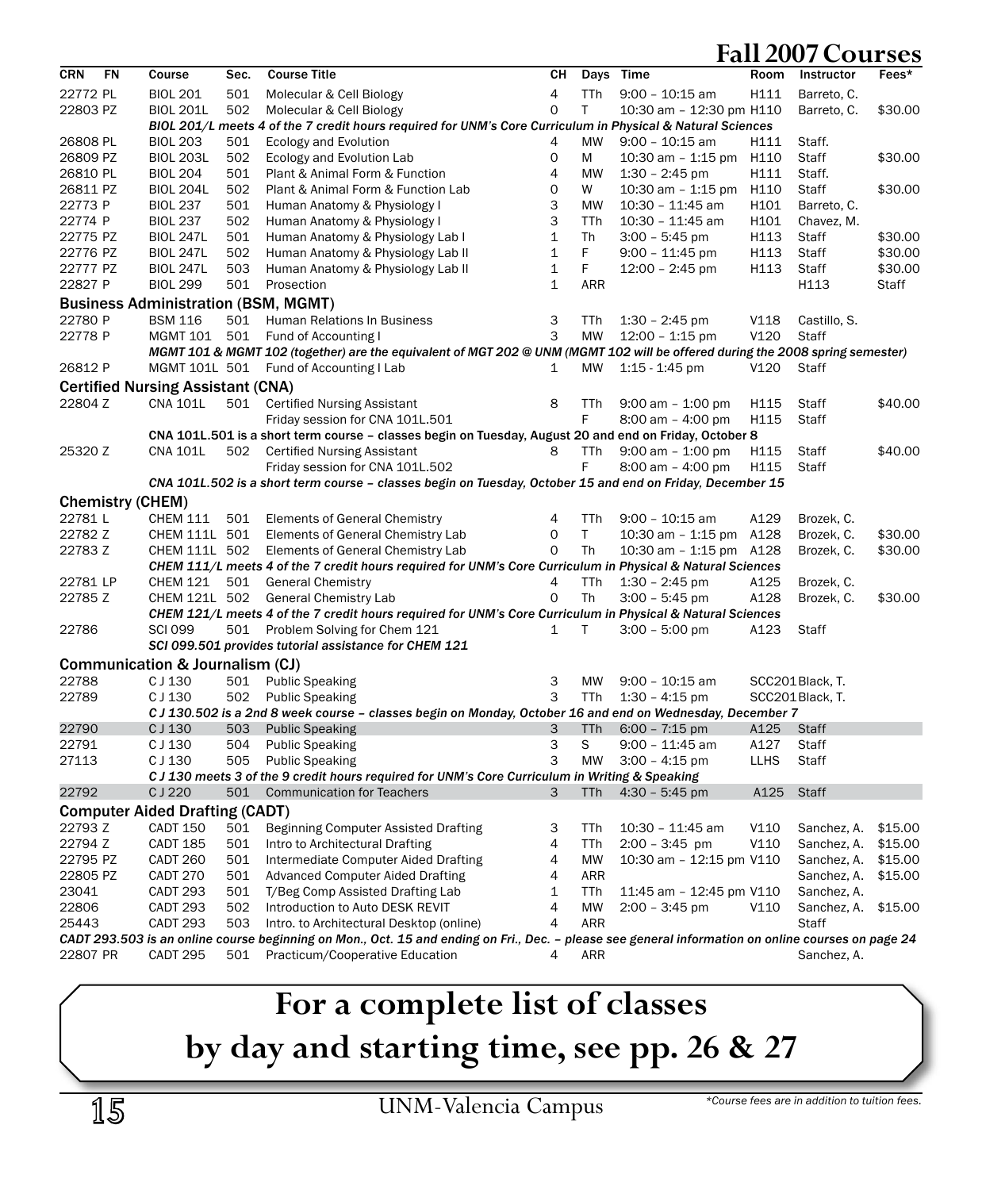# Fall 2007 Courses

| CRN | FN | Course | Sec. | Course Title | CH | Days | Time | Room | Instructor | Fees* |
|---|---|---|---|---|---|---|---|---|---|---|
| 22772 | PL | BIOL 201 | 501 | Molecular & Cell Biology | 4 | TTh | 9:00 – 10:15 am | H111 | Barreto, C. | |
| 22803 | PZ | BIOL 201L | 502 | Molecular & Cell Biology | 0 | T | 10:30 am – 12:30 pm | H110 | Barreto, C. | $30.00 |
| | | *BIOL 201/L meets 4 of the 7 credit hours required for UNM's Core Curriculum in Physical & Natural Sciences* | | | | | | | | |
| 26808 | PL | BIOL 203 | 501 | Ecology and Evolution | 4 | MW | 9:00 – 10:15 am | H111 | Staff. | |
| 26809 | PZ | BIOL 203L | 502 | Ecology and Evolution Lab | 0 | M | 10:30 am – 1:15 pm | H110 | Staff | $30.00 |
| 26810 | PL | BIOL 204 | 501 | Plant & Animal Form & Function | 4 | MW | 1:30 – 2:45 pm | H111 | Staff. | |
| 26811 | PZ | BIOL 204L | 502 | Plant & Animal Form & Function Lab | 0 | W | 10:30 am – 1:15 pm | H110 | Staff | $30.00 |
| 22773 | P | BIOL 237 | 501 | Human Anatomy & Physiology I | 3 | MW | 10:30 – 11:45 am | H101 | Barreto, C. | |
| 22774 | P | BIOL 237 | 502 | Human Anatomy & Physiology I | 3 | TTh | 10:30 – 11:45 am | H101 | Chavez, M. | |
| 22775 | PZ | BIOL 247L | 501 | Human Anatomy & Physiology Lab I | 1 | Th | 3:00 – 5:45 pm | H113 | Staff | $30.00 |
| 22776 | PZ | BIOL 247L | 502 | Human Anatomy & Physiology Lab II | 1 | F | 9:00 – 11:45 pm | H113 | Staff | $30.00 |
| 22777 | PZ | BIOL 247L | 503 | Human Anatomy & Physiology Lab II | 1 | F | 12:00 – 2:45 pm | H113 | Staff | $30.00 |
| 22827 | P | BIOL 299 | 501 | Prosection | 1 | ARR | | | H113 | Staff |

## Business Administration (BSM, MGMT)

| CRN | FN | Course | Sec. | Course Title | CH | Days | Time | Room | Instructor | Fees* |
|---|---|---|---|---|---|---|---|---|---|---|
| 22780 | P | BSM 116 | 501 | Human Relations In Business | 3 | TTh | 1:30 – 2:45 pm | V118 | Castillo, S. | |
| 22778 | P | MGMT 101 | 501 | Fund of Accounting I | 3 | MW | 12:00 – 1:15 pm | V120 | Staff | |
| | | *MGMT 101 & MGMT 102 (together) are the equivalent of MGT 202 @ UNM (MGMT 102 will be offered during the 2008 spring semester)* | | | | | | | | |
| 26812 | P | MGMT 101L | 501 | Fund of Accounting I Lab | 1 | MW | 1:15 - 1:45 pm | V120 | Staff | |

## Certified Nursing Assistant (CNA)

| CRN | FN | Course | Sec. | Course Title | CH | Days | Time | Room | Instructor | Fees* |
|---|---|---|---|---|---|---|---|---|---|---|
| 22804 | Z | CNA 101L | 501 | Certified Nursing Assistant | 8 | TTh | 9:00 am – 1:00 pm | H115 | Staff | $40.00 |
| | | | | Friday session for CNA 101L.501 | | F | 8:00 am – 4:00 pm | H115 | Staff | |
| | | *CNA 101L.501 is a short term course – classes begin on Tuesday, August 20 and end on Friday, October 8* | | | | | | | | |
| 25320 | Z | CNA 101L | 502 | Certified Nursing Assistant | 8 | TTh | 9:00 am – 1:00 pm | H115 | Staff | $40.00 |
| | | | | Friday session for CNA 101L.502 | | F | 8:00 am – 4:00 pm | H115 | Staff | |
| | | *CNA 101L.502 is a short term course – classes begin on Tuesday, October 15 and end on Friday, December 15* | | | | | | | | |

## Chemistry (CHEM)

| CRN | FN | Course | Sec. | Course Title | CH | Days | Time | Room | Instructor | Fees* |
|---|---|---|---|---|---|---|---|---|---|---|
| 22781 | L | CHEM 111 | 501 | Elements of General Chemistry | 4 | TTh | 9:00 – 10:15 am | A129 | Brozek, C. | |
| 22782 | Z | CHEM 111L | 501 | Elements of General Chemistry Lab | 0 | T | 10:30 am – 1:15 pm | A128 | Brozek, C. | $30.00 |
| 22783 | Z | CHEM 111L | 502 | Elements of General Chemistry Lab | 0 | Th | 10:30 am – 1:15 pm | A128 | Brozek, C. | $30.00 |
| | | *CHEM 111/L meets 4 of the 7 credit hours required for UNM's Core Curriculum in Physical & Natural Sciences* | | | | | | | | |
| 22781 | LP | CHEM 121 | 501 | General Chemistry | 4 | TTh | 1:30 – 2:45 pm | A125 | Brozek, C. | |
| 22785 | Z | CHEM 121L | 502 | General Chemistry Lab | 0 | Th | 3:00 – 5:45 pm | A128 | Brozek, C. | $30.00 |
| | | *CHEM 121/L meets 4 of the 7 credit hours required for UNM's Core Curriculum in Physical & Natural Sciences* | | | | | | | | |
| 22786 | | SCI 099 | 501 | Problem Solving for Chem 121 | 1 | T | 3:00 – 5:00 pm | A123 | Staff | |
| | | *SCI 099.501 provides tutorial assistance for CHEM 121* | | | | | | | | |

## Communication & Journalism (CJ)

| CRN | FN | Course | Sec. | Course Title | CH | Days | Time | Room | Instructor | Fees* |
|---|---|---|---|---|---|---|---|---|---|---|
| 22788 | | C J 130 | 501 | Public Speaking | 3 | MW | 9:00 – 10:15 am | SCC201 | Black, T. | |
| 22789 | | C J 130 | 502 | Public Speaking | 3 | TTh | 1:30 – 4:15 pm | SCC201 | Black, T. | |
| | | *C J 130.502 is a 2nd 8 week course – classes begin on Monday, October 16 and end on Wednesday, December 7* | | | | | | | | |
| 22790 | | C J 130 | 503 | Public Speaking | 3 | TTh | 6:00 – 7:15 pm | A125 | Staff | |
| 22791 | | C J 130 | 504 | Public Speaking | 3 | S | 9:00 – 11:45 am | A127 | Staff | |
| 27113 | | C J 130 | 505 | Public Speaking | 3 | MW | 3:00 – 4:15 pm | LLHS | Staff | |
| | | *C J 130 meets 3 of the 9 credit hours required for UNM's Core Curriculum in Writing & Speaking* | | | | | | | | |
| 22792 | | C J 220 | 501 | Communication for Teachers | 3 | TTh | 4:30 – 5:45 pm | A125 | Staff | |

## Computer Aided Drafting (CADT)

| CRN | FN | Course | Sec. | Course Title | CH | Days | Time | Room | Instructor | Fees* |
|---|---|---|---|---|---|---|---|---|---|---|
| 22793 | Z | CADT 150 | 501 | Beginning Computer Assisted Drafting | 3 | TTh | 10:30 – 11:45 am | V110 | Sanchez, A. | $15.00 |
| 22794 | Z | CADT 185 | 501 | Intro to Architectural Drafting | 4 | TTh | 2:00 – 3:45 pm | V110 | Sanchez, A. | $15.00 |
| 22795 | PZ | CADT 260 | 501 | Intermediate Computer Aided Drafting | 4 | MW | 10:30 am – 12:15 pm | V110 | Sanchez, A. | $15.00 |
| 22805 | PZ | CADT 270 | 501 | Advanced Computer Aided Drafting | 4 | ARR | | | Sanchez, A. | $15.00 |
| 23041 | | CADT 293 | 501 | T/Beg Comp Assisted Drafting Lab | 1 | TTh | 11:45 am – 12:45 pm | V110 | Sanchez, A. | |
| 22806 | | CADT 293 | 502 | Introduction to Auto DESK REVIT | 4 | MW | 2:00 – 3:45 pm | V110 | Sanchez, A. | $15.00 |
| 25443 | | CADT 293 | 503 | Intro. to Architectural Desktop (online) | 4 | ARR | | | Staff | |
| | | *CADT 293.503 is an online course beginning on Mon., Oct. 15 and ending on Fri., Dec. – please see general information on online courses on page 24* | | | | | | | | |
| 22807 | PR | CADT 295 | 501 | Practicum/Cooperative Education | 4 | ARR | | | Sanchez, A. | |

**For a complete list of classes by day and starting time, see pp. 26 & 27**

UNM-Valencia Campus

*Course fees are in addition to tuition fees.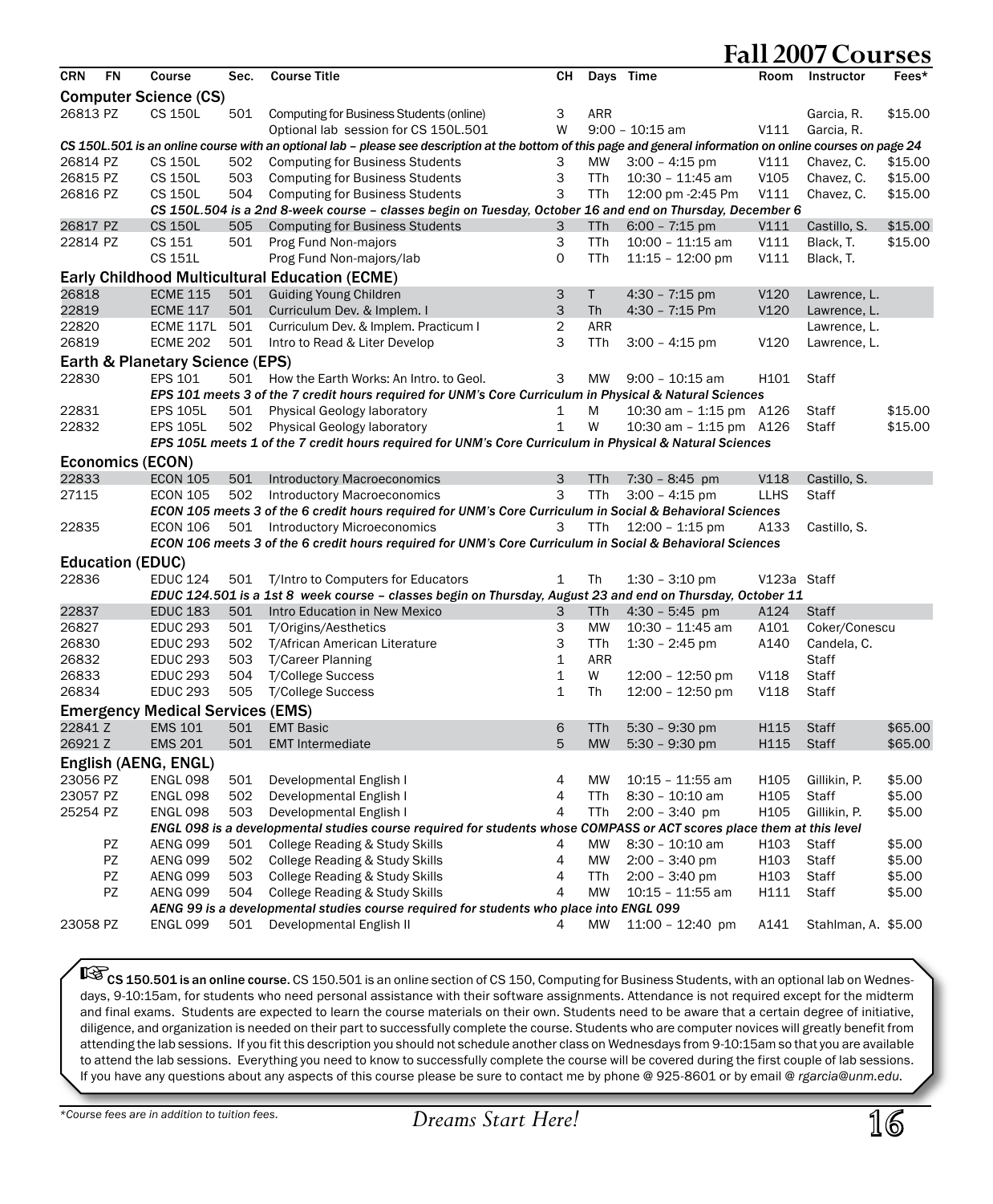# Fall 2007 Courses

| CRN | FN | Course | Sec. | Course Title | CH | Days | Time | Room | Instructor | Fees* |
|---|---|---|---|---|---|---|---|---|---|---|
| **Computer Science (CS)** | | | | | | | | | | |
| 26813 | PZ | CS 150L | 501 | Computing for Business Students (online) | 3 | ARR | | | Garcia, R. | $15.00 |
| | | | | Optional lab session for CS 150L.501 | W | | 9:00 – 10:15 am | V111 | Garcia, R. | |
| *CS 150L.501 is an online course with an optional lab – please see description at the bottom of this page and general information on online courses on page 24* | | | | | | | | | | |
| 26814 | PZ | CS 150L | 502 | Computing for Business Students | 3 | MW | 3:00 – 4:15 pm | V111 | Chavez, C. | $15.00 |
| 26815 | PZ | CS 150L | 503 | Computing for Business Students | 3 | TTh | 10:30 – 11:45 am | V105 | Chavez, C. | $15.00 |
| 26816 | PZ | CS 150L | 504 | Computing for Business Students | 3 | TTh | 12:00 pm -2:45 Pm | V111 | Chavez, C. | $15.00 |
| *CS 150L.504 is a 2nd 8-week course – classes begin on Tuesday, October 16 and end on Thursday, December 6* | | | | | | | | | | |
| 26817 | PZ | CS 150L | 505 | Computing for Business Students | 3 | TTh | 6:00 – 7:15 pm | V111 | Castillo, S. | $15.00 |
| 22814 | PZ | CS 151 | 501 | Prog Fund Non-majors | 3 | TTh | 10:00 – 11:15 am | V111 | Black, T. | $15.00 |
| | | CS 151L | | Prog Fund Non-majors/lab | 0 | TTh | 11:15 – 12:00 pm | V111 | Black, T. | |
| **Early Childhood Multicultural Education (ECME)** | | | | | | | | | | |
| 26818 | | ECME 115 | 501 | Guiding Young Children | 3 | T | 4:30 – 7:15 pm | V120 | Lawrence, L. | |
| 22819 | | ECME 117 | 501 | Curriculum Dev. & Implem. I | 3 | Th | 4:30 – 7:15 Pm | V120 | Lawrence, L. | |
| 22820 | | ECME 117L | 501 | Curriculum Dev. & Implem. Practicum I | 2 | ARR | | | Lawrence, L. | |
| 26819 | | ECME 202 | 501 | Intro to Read & Liter Develop | 3 | TTh | 3:00 – 4:15 pm | V120 | Lawrence, L. | |
| **Earth & Planetary Science (EPS)** | | | | | | | | | | |
| 22830 | | EPS 101 | 501 | How the Earth Works: An Intro. to Geol. | 3 | MW | 9:00 – 10:15 am | H101 | Staff | |
| ***EPS 101 meets 3 of the 7 credit hours required for UNM's Core Curriculum in Physical & Natural Sciences*** | | | | | | | | | | |
| 22831 | | EPS 105L | 501 | Physical Geology laboratory | 1 | M | 10:30 am – 1:15 pm | A126 | Staff | $15.00 |
| 22832 | | EPS 105L | 502 | Physical Geology laboratory | 1 | W | 10:30 am – 1:15 pm | A126 | Staff | $15.00 |
| ***EPS 105L meets 1 of the 7 credit hours required for UNM's Core Curriculum in Physical & Natural Sciences*** | | | | | | | | | | |
| **Economics (ECON)** | | | | | | | | | | |
| 22833 | | ECON 105 | 501 | Introductory Macroeconomics | 3 | TTh | 7:30 – 8:45 pm | V118 | Castillo, S. | |
| 27115 | | ECON 105 | 502 | Introductory Macroeconomics | 3 | TTh | 3:00 – 4:15 pm | LLHS | Staff | |
| ***ECON 105 meets 3 of the 6 credit hours required for UNM's Core Curriculum in Social & Behavioral Sciences*** | | | | | | | | | | |
| 22835 | | ECON 106 | 501 | Introductory Microeconomics | 3 | TTh | 12:00 – 1:15 pm | A133 | Castillo, S. | |
| ***ECON 106 meets 3 of the 6 credit hours required for UNM's Core Curriculum in Social & Behavioral Sciences*** | | | | | | | | | | |
| **Education (EDUC)** | | | | | | | | | | |
| 22836 | | EDUC 124 | 501 | T/Intro to Computers for Educators | 1 | Th | 1:30 – 3:10 pm | V123a | Staff | |
| ***EDUC 124.501 is a 1st 8 week course – classes begin on Thursday, August 23 and end on Thursday, October 11*** | | | | | | | | | | |
| 22837 | | EDUC 183 | 501 | Intro Education in New Mexico | 3 | TTh | 4:30 – 5:45 pm | A124 | Staff | |
| 26827 | | EDUC 293 | 501 | T/Origins/Aesthetics | 3 | MW | 10:30 – 11:45 am | A101 | Coker/Conescu | |
| 26830 | | EDUC 293 | 502 | T/African American Literature | 3 | TTh | 1:30 – 2:45 pm | A140 | Candela, C. | |
| 26832 | | EDUC 293 | 503 | T/Career Planning | 1 | ARR | | | Staff | |
| 26833 | | EDUC 293 | 504 | T/College Success | 1 | W | 12:00 – 12:50 pm | V118 | Staff | |
| 26834 | | EDUC 293 | 505 | T/College Success | 1 | Th | 12:00 – 12:50 pm | V118 | Staff | |
| **Emergency Medical Services (EMS)** | | | | | | | | | | |
| 22841 | Z | EMS 101 | 501 | EMT Basic | 6 | TTh | 5:30 – 9:30 pm | H115 | Staff | $65.00 |
| 26921 | Z | EMS 201 | 501 | EMT Intermediate | 5 | MW | 5:30 – 9:30 pm | H115 | Staff | $65.00 |
| **English (AENG, ENGL)** | | | | | | | | | | |
| 23056 | PZ | ENGL 098 | 501 | Developmental English I | 4 | MW | 10:15 – 11:55 am | H105 | Gillikin, P. | $5.00 |
| 23057 | PZ | ENGL 098 | 502 | Developmental English I | 4 | TTh | 8:30 – 10:10 am | H105 | Staff | $5.00 |
| 25254 | PZ | ENGL 098 | 503 | Developmental English I | 4 | TTh | 2:00 – 3:40 pm | H105 | Gillikin, P. | $5.00 |
| ***ENGL 098 is a developmental studies course required for students whose COMPASS or ACT scores place them at this level*** | | | | | | | | | | |
| | PZ | AENG 099 | 501 | College Reading & Study Skills | 4 | MW | 8:30 – 10:10 am | H103 | Staff | $5.00 |
| | PZ | AENG 099 | 502 | College Reading & Study Skills | 4 | MW | 2:00 – 3:40 pm | H103 | Staff | $5.00 |
| | PZ | AENG 099 | 503 | College Reading & Study Skills | 4 | TTh | 2:00 – 3:40 pm | H103 | Staff | $5.00 |
| | PZ | AENG 099 | 504 | College Reading & Study Skills | 4 | MW | 10:15 – 11:55 am | H111 | Staff | $5.00 |
| ***AENG 99 is a developmental studies course required for students who place into ENGL 099*** | | | | | | | | | | |
| 23058 | PZ | ENGL 099 | 501 | Developmental English II | 4 | MW | 11:00 – 12:40 pm | A141 | Stahlman, A. | $5.00 |

☞ **CS 150.501 is an online course.** CS 150.501 is an online section of CS 150, Computing for Business Students, with an optional lab on Wednesdays, 9-10:15am, for students who need personal assistance with their software assignments. Attendance is not required except for the midterm and final exams. Students are expected to learn the course materials on their own. Students need to be aware that a certain degree of initiative, diligence, and organization is needed on their part to successfully complete the course. Students who are computer novices will greatly benefit from attending the lab sessions. If you fit this description you should not schedule another class on Wednesdays from 9-10:15am so that you are available to attend the lab sessions. Everything you need to know to successfully complete the course will be covered during the first couple of lab sessions. If you have any questions about any aspects of this course please be sure to contact me by phone @ 925-8601 or by email @ *rgarcia@unm.edu*.

*\*Course fees are in addition to tuition fees.*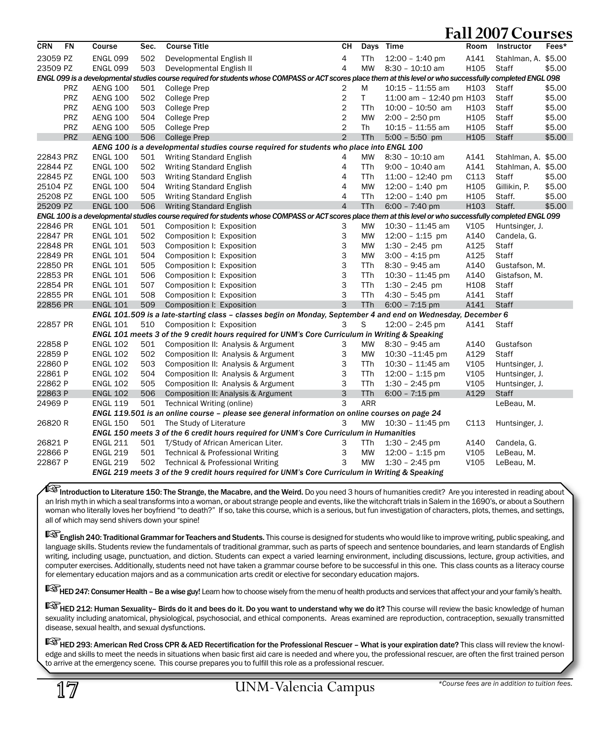# Fall 2007 Courses

| CRN | FN | Course | Sec. | Course Title | CH | Days | Time | Room | Instructor | Fees* |
|---|---|---|---|---|---|---|---|---|---|---|
| 23059 | PZ | ENGL 099 | 502 | Developmental English II | 4 | TTh | 12:00 – 1:40 pm | A141 | Stahlman, A. | $5.00 |
| 23509 | PZ | ENGL 099 | 503 | Developmental English II | 4 | MW | 8:30 – 10:10 am | H105 | Staff | $5.00 |
| *ENGL 099 is a developmental studies course required for students whose COMPASS or ACT scores place them at this level or who successfully completed ENGL 098* | | | | | | | | | | |
| | PRZ | AENG 100 | 501 | College Prep | 2 | M | 10:15 – 11:55 am | H103 | Staff | $5.00 |
| | PRZ | AENG 100 | 502 | College Prep | 2 | T | 11:00 am – 12:40 pm | H103 | Staff | $5.00 |
| | PRZ | AENG 100 | 503 | College Prep | 2 | TTh | 10:00 – 10:50 am | H103 | Staff | $5.00 |
| | PRZ | AENG 100 | 504 | College Prep | 2 | MW | 2:00 – 2:50 pm | H105 | Staff | $5.00 |
| | PRZ | AENG 100 | 505 | College Prep | 2 | Th | 10:15 – 11:55 am | H105 | Staff | $5.00 |
| | PRZ | AENG 100 | 506 | College Prep | 2 | TTh | 5:00 – 5:50 pm | H105 | Staff | $5.00 |
| *AENG 100 is a developmental studies course required for students who place into ENGL 100* | | | | | | | | | | |
| 22843 | PRZ | ENGL 100 | 501 | Writing Standard English | 4 | MW | 8:30 – 10:10 am | A141 | Stahlman, A. | $5.00 |
| 22844 | PZ | ENGL 100 | 502 | Writing Standard English | 4 | TTh | 9:00 – 10:40 am | A141 | Stahlman, A. | $5.00 |
| 22845 | PZ | ENGL 100 | 503 | Writing Standard English | 4 | TTh | 11:00 – 12:40 pm | C113 | Staff | $5.00 |
| 25104 | PZ | ENGL 100 | 504 | Writing Standard English | 4 | MW | 12:00 – 1:40 pm | H105 | Gillikin, P. | $5.00 |
| 25208 | PZ | ENGL 100 | 505 | Writing Standard English | 4 | TTh | 12:00 – 1:40 pm | H105 | Staff. | $5.00 |
| 25209 | PZ | ENGL 100 | 506 | Writing Standard English | 4 | TTh | 6:00 – 7:40 pm | H103 | Staff. | $5.00 |
| *ENGL 100 is a developmental studies course required for students whose COMPASS or ACT scores place them at this level or who successfully completed ENGL 099* | | | | | | | | | | |
| 22846 | PR | ENGL 101 | 501 | Composition I: Exposition | 3 | MW | 10:30 – 11:45 am | V105 | Huntsinger, J. | |
| 22847 | PR | ENGL 101 | 502 | Composition I: Exposition | 3 | MW | 12:00 – 1:15 pm | A140 | Candela, G. | |
| 22848 | PR | ENGL 101 | 503 | Composition I: Exposition | 3 | MW | 1:30 – 2:45 pm | A125 | Staff | |
| 22849 | PR | ENGL 101 | 504 | Composition I: Exposition | 3 | MW | 3:00 – 4:15 pm | A125 | Staff | |
| 22850 | PR | ENGL 101 | 505 | Composition I: Exposition | 3 | TTh | 8:30 – 9:45 am | A140 | Gustafson, M. | |
| 22853 | PR | ENGL 101 | 506 | Composition I: Exposition | 3 | TTh | 10:30 – 11:45 pm | A140 | Gistafson, M. | |
| 22854 | PR | ENGL 101 | 507 | Composition I: Exposition | 3 | TTh | 1:30 – 2:45 pm | H108 | Staff | |
| 22855 | PR | ENGL 101 | 508 | Composition I: Exposition | 3 | TTh | 4:30 – 5:45 pm | A141 | Staff | |
| 22856 | PR | ENGL 101 | 509 | Composition I: Exposition | 3 | TTh | 6:00 – 7:15 pm | A141 | Staff | |
| *ENGL 101.509 is a late-starting class – classes begin on Monday, September 4 and end on Wednesday, December 6* | | | | | | | | | | |
| 22857 | PR | ENGL 101 | 510 | Composition I: Exposition | 3 | S | 12:00 – 2:45 pm | A141 | Staff | |
| *ENGL 101 meets 3 of the 9 credit hours required for UNM's Core Curriculum in Writing & Speaking* | | | | | | | | | | |
| 22858 | P | ENGL 102 | 501 | Composition II: Analysis & Argument | 3 | MW | 8:30 – 9:45 am | A140 | Gustafson | |
| 22859 | P | ENGL 102 | 502 | Composition II: Analysis & Argument | 3 | MW | 10:30 –11:45 pm | A129 | Staff | |
| 22860 | P | ENGL 102 | 503 | Composition II: Analysis & Argument | 3 | TTh | 10:30 – 11:45 am | V105 | Huntsinger, J. | |
| 22861 | P | ENGL 102 | 504 | Composition II: Analysis & Argument | 3 | TTh | 12:00 – 1:15 pm | V105 | Huntsinger, J. | |
| 22862 | P | ENGL 102 | 505 | Composition II: Analysis & Argument | 3 | TTh | 1:30 – 2:45 pm | V105 | Huntsinger, J. | |
| 22863 | P | ENGL 102 | 506 | Composition II: Analysis & Argument | 3 | TTh | 6:00 – 7:15 pm | A129 | Staff | |
| 24969 | P | ENGL 119 | 501 | Technical Writing (online) | 3 | ARR | | | LeBeau, M. | |
| *ENGL 119.501 is an online course – please see general information on online courses on page 24* | | | | | | | | | | |
| 26820 | R | ENGL 150 | 501 | The Study of Literature | 3 | MW | 10:30 – 11:45 pm | C113 | Huntsinger, J. | |
| *ENGL 150 meets 3 of the 6 credit hours required for UNM's Core Curriculum in Humanities* | | | | | | | | | | |
| 26821 | P | ENGL 211 | 501 | T/Study of African American Liter. | 3 | TTh | 1:30 – 2:45 pm | A140 | Candela, G. | |
| 22866 | P | ENGL 219 | 501 | Technical & Professional Writing | 3 | MW | 12:00 – 1:15 pm | V105 | LeBeau, M. | |
| 22867 | P | ENGL 219 | 502 | Technical & Professional Writing | 3 | MW | 1:30 – 2:45 pm | V105 | LeBeau, M. | |
| *ENGL 219 meets 3 of the 9 credit hours required for UNM's Core Curriculum in Writing & Speaking* | | | | | | | | | | |

☞**Introduction to Literature 150: The Strange, the Macabre, and the Weird.** Do you need 3 hours of humanities credit? Are you interested in reading about an Irish myth in which a seal transforms into a woman, or about strange people and events, like the witchcraft trials in Salem in the 1690's, or about a Southern woman who literally loves her boyfriend "to death?" If so, take this course, which is a serious, but fun investigation of characters, plots, themes, and settings, all of which may send shivers down your spine!

☞**English 240: Traditional Grammar for Teachers and Students.** This course is designed for students who would like to improve writing, public speaking, and language skills. Students review the fundamentals of traditional grammar, such as parts of speech and sentence boundaries, and learn standards of English writing, including usage, punctuation, and diction. Students can expect a varied learning environment, including discussions, lecture, group activities, and computer exercises. Additionally, students need not have taken a grammar course before to be successful in this one. This class counts as a literacy course for elementary education majors and as a communication arts credit or elective for secondary education majors.

☞**HED 247: Consumer Health – Be a wise guy!** Learn how to choose wisely from the menu of health products and services that affect your and your family's health.

☞**HED 212: Human Sexuality– Birds do it and bees do it. Do you want to understand why we do it?** This course will review the basic knowledge of human sexuality including anatomical, physiological, psychosocial, and ethical components. Areas examined are reproduction, contraception, sexually transmitted disease, sexual health, and sexual dysfunctions.

☞**HED 293: American Red Cross CPR & AED Recertification for the Professional Rescuer – What is your expiration date?** This class will review the knowledge and skills to meet the needs in situations when basic first aid care is needed and where you, the professional rescuer, are often the first trained person to arrive at the emergency scene. This course prepares you to fulfill this role as a professional rescuer.

*\*Course fees are in addition to tuition fees.*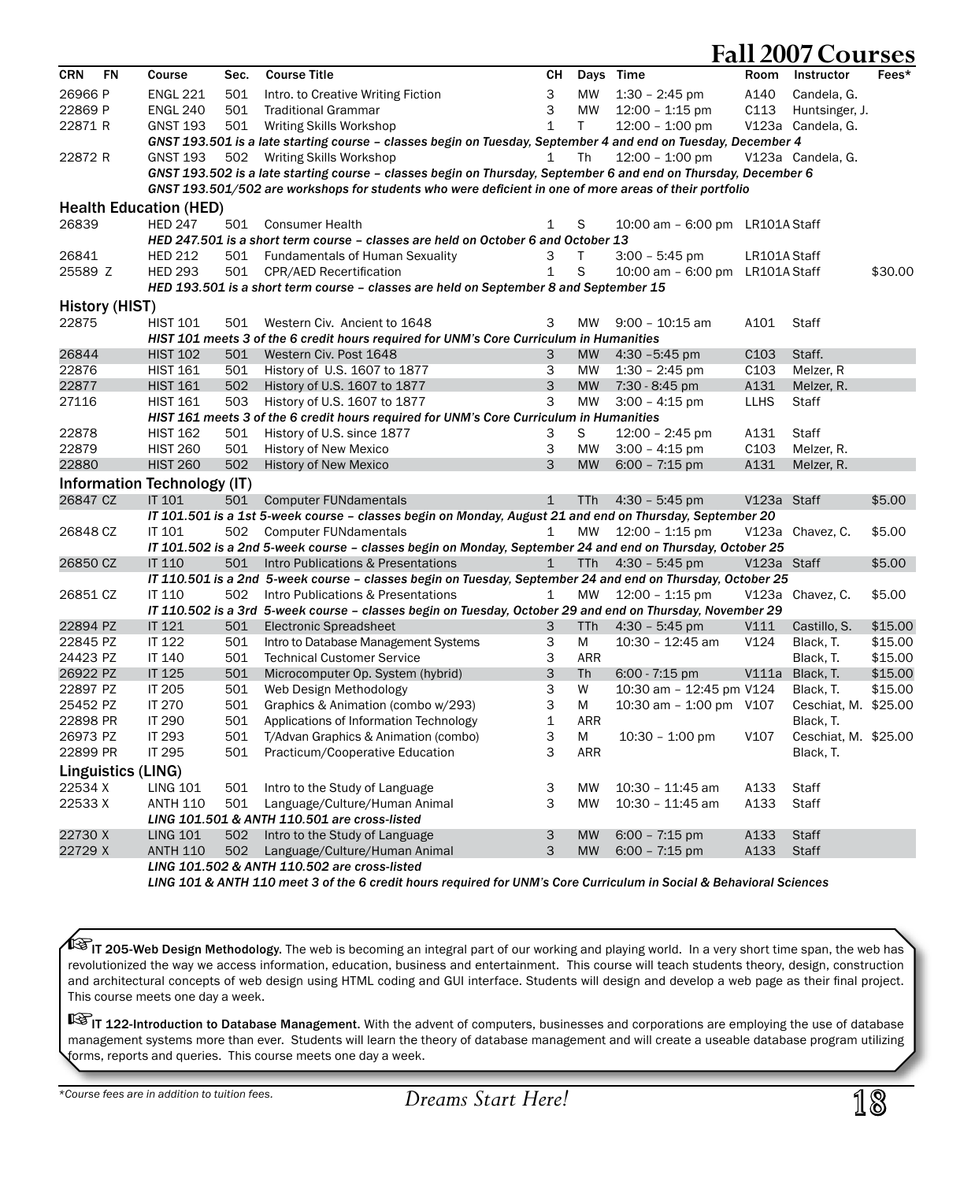# Fall 2007 Courses

| CRN | FN | Course | Sec. | Course Title | CH | Days | Time | Room | Instructor | Fees* |
|---|---|---|---|---|---|---|---|---|---|---|
| 26966 | P | ENGL 221 | 501 | Intro. to Creative Writing Fiction | 3 | MW | 1:30 – 2:45 pm | A140 | Candela, G. | |
| 22869 | P | ENGL 240 | 501 | Traditional Grammar | 3 | MW | 12:00 – 1:15 pm | C113 | Huntsinger, J. | |
| 22871 | R | GNST 193 | 501 | Writing Skills Workshop | 1 | T | 12:00 – 1:00 pm | V123a | Candela, G. | |
| | | *GNST 193.501 is a late starting course – classes begin on Tuesday, September 4 and end on Tuesday, December 4* | | | | | | | | |
| 22872 | R | GNST 193 | 502 | Writing Skills Workshop | 1 | Th | 12:00 – 1:00 pm | V123a | Candela, G. | |
| | | *GNST 193.502 is a late starting course – classes begin on Thursday, September 6 and end on Thursday, December 6* | | | | | | | | |
| | | *GNST 193.501/502 are workshops for students who were deficient in one of more areas of their portfolio* | | | | | | | | |
| **Health Education (HED)** | | | | | | | | | | |
| 26839 | | HED 247 | 501 | Consumer Health | 1 | S | 10:00 am – 6:00 pm | LR101A | Staff | |
| | | *HED 247.501 is a short term course – classes are held on October 6 and October 13* | | | | | | | | |
| 26841 | | HED 212 | 501 | Fundamentals of Human Sexuality | 3 | T | 3:00 – 5:45 pm | LR101A | Staff | |
| 25589 | Z | HED 293 | 501 | CPR/AED Recertification | 1 | S | 10:00 am – 6:00 pm | LR101A | Staff | $30.00 |
| | | *HED 193.501 is a short term course – classes are held on September 8 and September 15* | | | | | | | | |
| **History (HIST)** | | | | | | | | | | |
| 22875 | | HIST 101 | 501 | Western Civ. Ancient to 1648 | 3 | MW | 9:00 – 10:15 am | A101 | Staff | |
| | | *HIST 101 meets 3 of the 6 credit hours required for UNM's Core Curriculum in Humanities* | | | | | | | | |
| 26844 | | HIST 102 | 501 | Western Civ. Post 1648 | 3 | MW | 4:30 –5:45 pm | C103 | Staff. | |
| 22876 | | HIST 161 | 501 | History of U.S. 1607 to 1877 | 3 | MW | 1:30 – 2:45 pm | C103 | Melzer, R | |
| 22877 | | HIST 161 | 502 | History of U.S. 1607 to 1877 | 3 | MW | 7:30 - 8:45 pm | A131 | Melzer, R. | |
| 27116 | | HIST 161 | 503 | History of U.S. 1607 to 1877 | 3 | MW | 3:00 – 4:15 pm | LLHS | Staff | |
| | | *HIST 161 meets 3 of the 6 credit hours required for UNM's Core Curriculum in Humanities* | | | | | | | | |
| 22878 | | HIST 162 | 501 | History of U.S. since 1877 | 3 | S | 12:00 – 2:45 pm | A131 | Staff | |
| 22879 | | HIST 260 | 501 | History of New Mexico | 3 | MW | 3:00 – 4:15 pm | C103 | Melzer, R. | |
| 22880 | | HIST 260 | 502 | History of New Mexico | 3 | MW | 6:00 – 7:15 pm | A131 | Melzer, R. | |
| **Information Technology (IT)** | | | | | | | | | | |
| 26847 | CZ | IT 101 | 501 | Computer FUNdamentals | 1 | TTh | 4:30 – 5:45 pm | V123a | Staff | $5.00 |
| | | *IT 101.501 is a 1st 5-week course – classes begin on Monday, August 21 and end on Thursday, September 20* | | | | | | | | |
| 26848 | CZ | IT 101 | 502 | Computer FUNdamentals | 1 | MW | 12:00 – 1:15 pm | V123a | Chavez, C. | $5.00 |
| | | *IT 101.502 is a 2nd 5-week course – classes begin on Monday, September 24 and end on Thursday, October 25* | | | | | | | | |
| 26850 | CZ | IT 110 | 501 | Intro Publications & Presentations | 1 | TTh | 4:30 – 5:45 pm | V123a | Staff | $5.00 |
| | | *IT 110.501 is a 2nd 5-week course – classes begin on Tuesday, September 24 and end on Thursday, October 25* | | | | | | | | |
| 26851 | CZ | IT 110 | 502 | Intro Publications & Presentations | 1 | MW | 12:00 – 1:15 pm | V123a | Chavez, C. | $5.00 |
| | | *IT 110.502 is a 3rd 5-week course – classes begin on Tuesday, October 29 and end on Thursday, November 29* | | | | | | | | |
| 22894 | PZ | IT 121 | 501 | Electronic Spreadsheet | 3 | TTh | 4:30 – 5:45 pm | V111 | Castillo, S. | $15.00 |
| 22845 | PZ | IT 122 | 501 | Intro to Database Management Systems | 3 | M | 10:30 – 12:45 am | V124 | Black, T. | $15.00 |
| 24423 | PZ | IT 140 | 501 | Technical Customer Service | 3 | ARR | | | Black, T. | $15.00 |
| 26922 | PZ | IT 125 | 501 | Microcomputer Op. System (hybrid) | 3 | Th | 6:00 - 7:15 pm | V111a | Black, T. | $15.00 |
| 22897 | PZ | IT 205 | 501 | Web Design Methodology | 3 | W | 10:30 am – 12:45 pm | V124 | Black, T. | $15.00 |
| 25452 | PZ | IT 270 | 501 | Graphics & Animation (combo w/293) | 3 | M | 10:30 am – 1:00 pm | V107 | Ceschiat, M. | $25.00 |
| 22898 | PR | IT 290 | 501 | Applications of Information Technology | 1 | ARR | | | Black, T. | |
| 26973 | PZ | IT 293 | 501 | T/Advan Graphics & Animation (combo) | 3 | M | 10:30 – 1:00 pm | V107 | Ceschiat, M. | $25.00 |
| 22899 | PR | IT 295 | 501 | Practicum/Cooperative Education | 3 | ARR | | | Black, T. | |
| **Linguistics (LING)** | | | | | | | | | | |
| 22534 | X | LING 101 | 501 | Intro to the Study of Language | 3 | MW | 10:30 – 11:45 am | A133 | Staff | |
| 22533 | X | ANTH 110 | 501 | Language/Culture/Human Animal | 3 | MW | 10:30 – 11:45 am | A133 | Staff | |
| | | *LING 101.501 & ANTH 110.501 are cross-listed* | | | | | | | | |
| 22730 | X | LING 101 | 502 | Intro to the Study of Language | 3 | MW | 6:00 – 7:15 pm | A133 | Staff | |
| 22729 | X | ANTH 110 | 502 | Language/Culture/Human Animal | 3 | MW | 6:00 – 7:15 pm | A133 | Staff | |
| | | *LING 101.502 & ANTH 110.502 are cross-listed* | | | | | | | | |
| | | *LING 101 & ANTH 110 meet 3 of the 6 credit hours required for UNM's Core Curriculum in Social & Behavioral Sciences* | | | | | | | | |

☞ **IT 205-Web Design Methodology.** The web is becoming an integral part of our working and playing world. In a very short time span, the web has revolutionized the way we access information, education, business and entertainment. This course will teach students theory, design, construction and architectural concepts of web design using HTML coding and GUI interface. Students will design and develop a web page as their final project. This course meets one day a week.

☞ **IT 122-Introduction to Database Management.** With the advent of computers, businesses and corporations are employing the use of database management systems more than ever. Students will learn the theory of database management and will create a useable database program utilizing forms, reports and queries. This course meets one day a week.

*Course fees are in addition to tuition fees.

*Dreams Start Here!*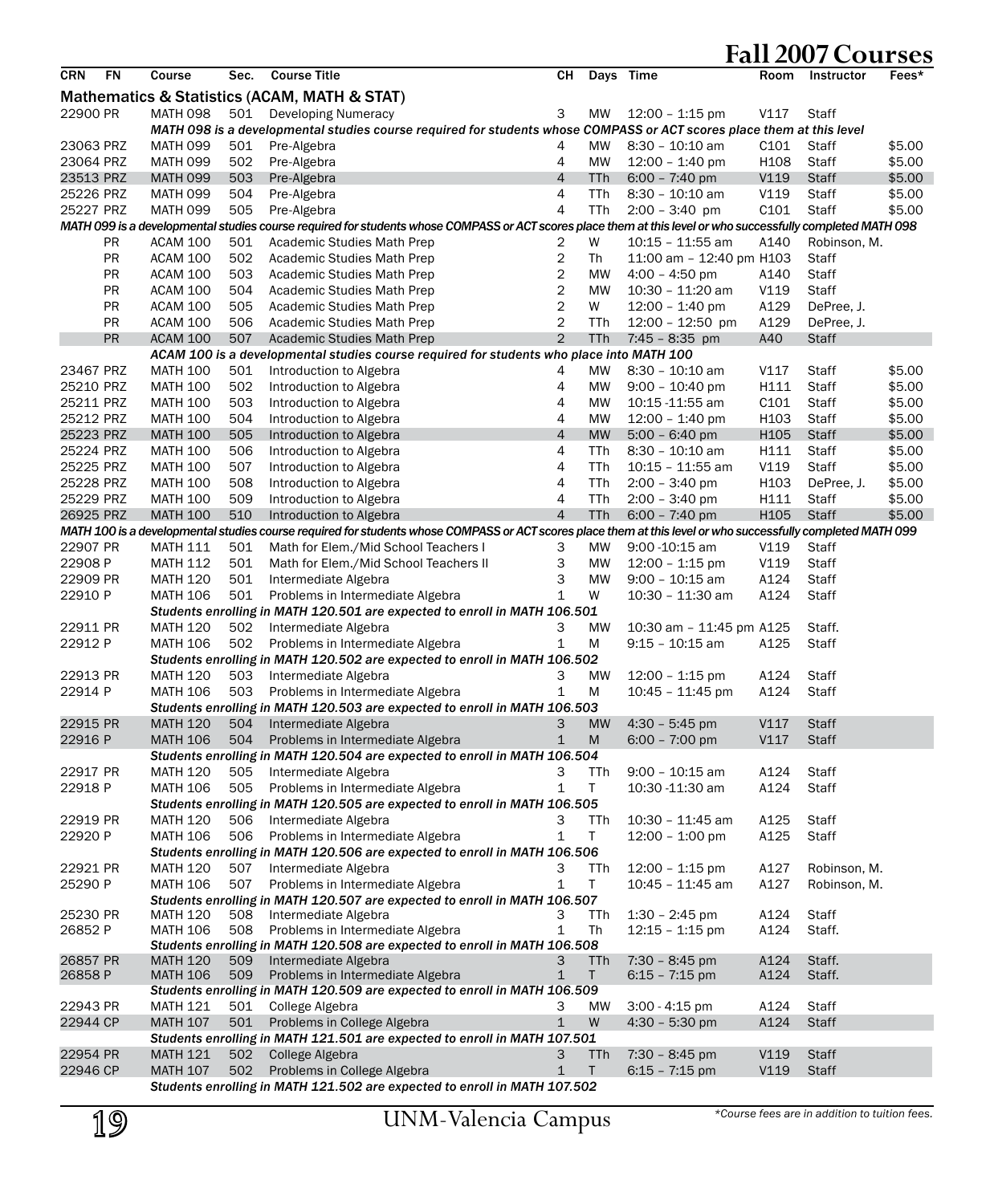# Fall 2007 Courses

| CRN | FN | Course | Sec. | Course Title | CH | Days | Time | Room | Instructor | Fees* |
|---|---|---|---|---|---|---|---|---|---|---|
| **Mathematics & Statistics (ACAM, MATH & STAT)** | | | | | | | | | | |
| 22900 | PR | MATH 098 | 501 | Developing Numeracy | 3 | MW | 12:00 – 1:15 pm | V117 | Staff | |
| *MATH 098 is a developmental studies course required for students whose COMPASS or ACT scores place them at this level* | | | | | | | | | | |
| 23063 | PRZ | MATH 099 | 501 | Pre-Algebra | 4 | MW | 8:30 – 10:10 am | C101 | Staff | $5.00 |
| 23064 | PRZ | MATH 099 | 502 | Pre-Algebra | 4 | MW | 12:00 – 1:40 pm | H108 | Staff | $5.00 |
| 23513 | PRZ | MATH 099 | 503 | Pre-Algebra | 4 | TTh | 6:00 – 7:40 pm | V119 | Staff | $5.00 |
| 25226 | PRZ | MATH 099 | 504 | Pre-Algebra | 4 | TTh | 8:30 – 10:10 am | V119 | Staff | $5.00 |
| 25227 | PRZ | MATH 099 | 505 | Pre-Algebra | 4 | TTh | 2:00 – 3:40 pm | C101 | Staff | $5.00 |
| *MATH 099 is a developmental studies course required for students whose COMPASS or ACT scores place them at this level or who successfully completed MATH 098* | | | | | | | | | | |
| | PR | ACAM 100 | 501 | Academic Studies Math Prep | 2 | W | 10:15 – 11:55 am | A140 | Robinson, M. | |
| | PR | ACAM 100 | 502 | Academic Studies Math Prep | 2 | Th | 11:00 am – 12:40 pm | H103 | Staff | |
| | PR | ACAM 100 | 503 | Academic Studies Math Prep | 2 | MW | 4:00 – 4:50 pm | A140 | Staff | |
| | PR | ACAM 100 | 504 | Academic Studies Math Prep | 2 | MW | 10:30 – 11:20 am | V119 | Staff | |
| | PR | ACAM 100 | 505 | Academic Studies Math Prep | 2 | W | 12:00 – 1:40 pm | A129 | DePree, J. | |
| | PR | ACAM 100 | 506 | Academic Studies Math Prep | 2 | TTh | 12:00 – 12:50 pm | A129 | DePree, J. | |
| | PR | ACAM 100 | 507 | Academic Studies Math Prep | 2 | TTh | 7:45 – 8:35 pm | A40 | Staff | |
| *ACAM 100 is a developmental studies course required for students who place into MATH 100* | | | | | | | | | | |
| 23467 | PRZ | MATH 100 | 501 | Introduction to Algebra | 4 | MW | 8:30 – 10:10 am | V117 | Staff | $5.00 |
| 25210 | PRZ | MATH 100 | 502 | Introduction to Algebra | 4 | MW | 9:00 – 10:40 pm | H111 | Staff | $5.00 |
| 25211 | PRZ | MATH 100 | 503 | Introduction to Algebra | 4 | MW | 10:15 -11:55 am | C101 | Staff | $5.00 |
| 25212 | PRZ | MATH 100 | 504 | Introduction to Algebra | 4 | MW | 12:00 – 1:40 pm | H103 | Staff | $5.00 |
| 25223 | PRZ | MATH 100 | 505 | Introduction to Algebra | 4 | MW | 5:00 – 6:40 pm | H105 | Staff | $5.00 |
| 25224 | PRZ | MATH 100 | 506 | Introduction to Algebra | 4 | TTh | 8:30 – 10:10 am | H111 | Staff | $5.00 |
| 25225 | PRZ | MATH 100 | 507 | Introduction to Algebra | 4 | TTh | 10:15 – 11:55 am | V119 | Staff | $5.00 |
| 25228 | PRZ | MATH 100 | 508 | Introduction to Algebra | 4 | TTh | 2:00 – 3:40 pm | H103 | DePree, J. | $5.00 |
| 25229 | PRZ | MATH 100 | 509 | Introduction to Algebra | 4 | TTh | 2:00 – 3:40 pm | H111 | Staff | $5.00 |
| 26925 | PRZ | MATH 100 | 510 | Introduction to Algebra | 4 | TTh | 6:00 – 7:40 pm | H105 | Staff | $5.00 |
| *MATH 100 is a developmental studies course required for students whose COMPASS or ACT scores place them at this level or who successfully completed MATH 099* | | | | | | | | | | |
| 22907 | PR | MATH 111 | 501 | Math for Elem./Mid School Teachers I | 3 | MW | 9:00 -10:15 am | V119 | Staff | |
| 22908 | P | MATH 112 | 501 | Math for Elem./Mid School Teachers II | 3 | MW | 12:00 – 1:15 pm | V119 | Staff | |
| 22909 | PR | MATH 120 | 501 | Intermediate Algebra | 3 | MW | 9:00 – 10:15 am | A124 | Staff | |
| 22910 | P | MATH 106 | 501 | Problems in Intermediate Algebra | 1 | W | 10:30 – 11:30 am | A124 | Staff | |
| *Students enrolling in MATH 120.501 are expected to enroll in MATH 106.501* | | | | | | | | | | |
| 22911 | PR | MATH 120 | 502 | Intermediate Algebra | 3 | MW | 10:30 am – 11:45 pm | A125 | Staff. | |
| 22912 | P | MATH 106 | 502 | Problems in Intermediate Algebra | 1 | M | 9:15 – 10:15 am | A125 | Staff | |
| *Students enrolling in MATH 120.502 are expected to enroll in MATH 106.502* | | | | | | | | | | |
| 22913 | PR | MATH 120 | 503 | Intermediate Algebra | 3 | MW | 12:00 – 1:15 pm | A124 | Staff | |
| 22914 | P | MATH 106 | 503 | Problems in Intermediate Algebra | 1 | M | 10:45 – 11:45 pm | A124 | Staff | |
| *Students enrolling in MATH 120.503 are expected to enroll in MATH 106.503* | | | | | | | | | | |
| 22915 | PR | MATH 120 | 504 | Intermediate Algebra | 3 | MW | 4:30 – 5:45 pm | V117 | Staff | |
| 22916 | P | MATH 106 | 504 | Problems in Intermediate Algebra | 1 | M | 6:00 – 7:00 pm | V117 | Staff | |
| *Students enrolling in MATH 120.504 are expected to enroll in MATH 106.504* | | | | | | | | | | |
| 22917 | PR | MATH 120 | 505 | Intermediate Algebra | 3 | TTh | 9:00 – 10:15 am | A124 | Staff | |
| 22918 | P | MATH 106 | 505 | Problems in Intermediate Algebra | 1 | T | 10:30 -11:30 am | A124 | Staff | |
| *Students enrolling in MATH 120.505 are expected to enroll in MATH 106.505* | | | | | | | | | | |
| 22919 | PR | MATH 120 | 506 | Intermediate Algebra | 3 | TTh | 10:30 – 11:45 am | A125 | Staff | |
| 22920 | P | MATH 106 | 506 | Problems in Intermediate Algebra | 1 | T | 12:00 – 1:00 pm | A125 | Staff | |
| *Students enrolling in MATH 120.506 are expected to enroll in MATH 106.506* | | | | | | | | | | |
| 22921 | PR | MATH 120 | 507 | Intermediate Algebra | 3 | TTh | 12:00 – 1:15 pm | A127 | Robinson, M. | |
| 25290 | P | MATH 106 | 507 | Problems in Intermediate Algebra | 1 | T | 10:45 – 11:45 am | A127 | Robinson, M. | |
| *Students enrolling in MATH 120.507 are expected to enroll in MATH 106.507* | | | | | | | | | | |
| 25230 | PR | MATH 120 | 508 | Intermediate Algebra | 3 | TTh | 1:30 – 2:45 pm | A124 | Staff | |
| 26852 | P | MATH 106 | 508 | Problems in Intermediate Algebra | 1 | Th | 12:15 – 1:15 pm | A124 | Staff. | |
| *Students enrolling in MATH 120.508 are expected to enroll in MATH 106.508* | | | | | | | | | | |
| 26857 | PR | MATH 120 | 509 | Intermediate Algebra | 3 | TTh | 7:30 – 8:45 pm | A124 | Staff. | |
| 26858 | P | MATH 106 | 509 | Problems in Intermediate Algebra | 1 | T | 6:15 – 7:15 pm | A124 | Staff. | |
| *Students enrolling in MATH 120.509 are expected to enroll in MATH 106.509* | | | | | | | | | | |
| 22943 | PR | MATH 121 | 501 | College Algebra | 3 | MW | 3:00 - 4:15 pm | A124 | Staff | |
| 22944 | CP | MATH 107 | 501 | Problems in College Algebra | 1 | W | 4:30 – 5:30 pm | A124 | Staff | |
| *Students enrolling in MATH 121.501 are expected to enroll in MATH 107.501* | | | | | | | | | | |
| 22954 | PR | MATH 121 | 502 | College Algebra | 3 | TTh | 7:30 – 8:45 pm | V119 | Staff | |
| 22946 | CP | MATH 107 | 502 | Problems in College Algebra | 1 | T | 6:15 – 7:15 pm | V119 | Staff | |
| *Students enrolling in MATH 121.502 are expected to enroll in MATH 107.502* | | | | | | | | | | |

UNM-Valencia Campus

*Course fees are in addition to tuition fees.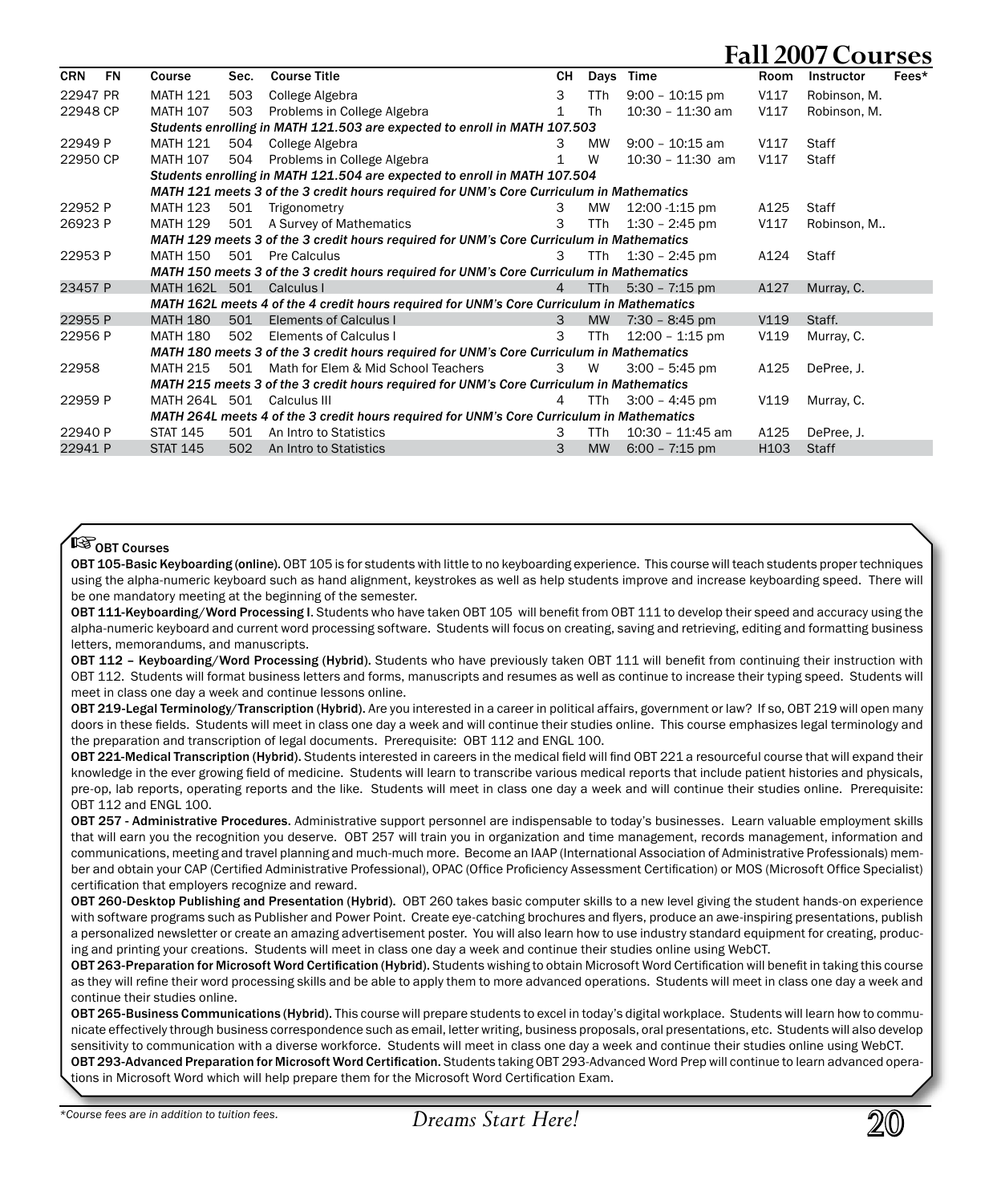# Fall 2007 Courses

| CRN | FN | Course | Sec. | Course Title | CH | Days | Time | Room | Instructor | Fees* |
|---|---|---|---|---|---|---|---|---|---|---|
| 22947 | PR | MATH 121 | 503 | College Algebra | 3 | TTh | 9:00 – 10:15 pm | V117 | Robinson, M. | |
| 22948 | CP | MATH 107 | 503 | Problems in College Algebra | 1 | Th | 10:30 – 11:30 am | V117 | Robinson, M. | |
| | | *Students enrolling in MATH 121.503 are expected to enroll in MATH 107.503* | | | | | | | | |
| 22949 | P | MATH 121 | 504 | College Algebra | 3 | MW | 9:00 – 10:15 am | V117 | Staff | |
| 22950 | CP | MATH 107 | 504 | Problems in College Algebra | 1 | W | 10:30 – 11:30 am | V117 | Staff | |
| | | *Students enrolling in MATH 121.504 are expected to enroll in MATH 107.504* | | | | | | | | |
| | | *MATH 121 meets 3 of the 3 credit hours required for UNM's Core Curriculum in Mathematics* | | | | | | | | |
| 22952 | P | MATH 123 | 501 | Trigonometry | 3 | MW | 12:00 -1:15 pm | A125 | Staff | |
| 26923 | P | MATH 129 | 501 | A Survey of Mathematics | 3 | TTh | 1:30 – 2:45 pm | V117 | Robinson, M.. | |
| | | *MATH 129 meets 3 of the 3 credit hours required for UNM's Core Curriculum in Mathematics* | | | | | | | | |
| 22953 | P | MATH 150 | 501 | Pre Calculus | 3 | TTh | 1:30 – 2:45 pm | A124 | Staff | |
| | | *MATH 150 meets 3 of the 3 credit hours required for UNM's Core Curriculum in Mathematics* | | | | | | | | |
| 23457 | P | MATH 162L | 501 | Calculus I | 4 | TTh | 5:30 – 7:15 pm | A127 | Murray, C. | |
| | | *MATH 162L meets 4 of the 4 credit hours required for UNM's Core Curriculum in Mathematics* | | | | | | | | |
| 22955 | P | MATH 180 | 501 | Elements of Calculus I | 3 | MW | 7:30 – 8:45 pm | V119 | Staff. | |
| 22956 | P | MATH 180 | 502 | Elements of Calculus I | 3 | TTh | 12:00 – 1:15 pm | V119 | Murray, C. | |
| | | *MATH 180 meets 3 of the 3 credit hours required for UNM's Core Curriculum in Mathematics* | | | | | | | | |
| 22958 | | MATH 215 | 501 | Math for Elem & Mid School Teachers | 3 | W | 3:00 – 5:45 pm | A125 | DePree, J. | |
| | | *MATH 215 meets 3 of the 3 credit hours required for UNM's Core Curriculum in Mathematics* | | | | | | | | |
| 22959 | P | MATH 264L | 501 | Calculus III | 4 | TTh | 3:00 – 4:45 pm | V119 | Murray, C. | |
| | | *MATH 264L meets 4 of the 3 credit hours required for UNM's Core Curriculum in Mathematics* | | | | | | | | |
| 22940 | P | STAT 145 | 501 | An Intro to Statistics | 3 | TTh | 10:30 – 11:45 am | A125 | DePree, J. | |
| 22941 | P | STAT 145 | 502 | An Intro to Statistics | 3 | MW | 6:00 – 7:15 pm | H103 | Staff | |

## ☞ OBT Courses

**OBT 105-Basic Keyboarding (online).** OBT 105 is for students with little to no keyboarding experience. This course will teach students proper techniques using the alpha-numeric keyboard such as hand alignment, keystrokes as well as help students improve and increase keyboarding speed. There will be one mandatory meeting at the beginning of the semester.

**OBT 111-Keyboarding/Word Processing I.** Students who have taken OBT 105 will benefit from OBT 111 to develop their speed and accuracy using the alpha-numeric keyboard and current word processing software. Students will focus on creating, saving and retrieving, editing and formatting business letters, memorandums, and manuscripts.

**OBT 112 – Keyboarding/Word Processing (Hybrid).** Students who have previously taken OBT 111 will benefit from continuing their instruction with OBT 112. Students will format business letters and forms, manuscripts and resumes as well as continue to increase their typing speed. Students will meet in class one day a week and continue lessons online.

**OBT 219-Legal Terminology/Transcription (Hybrid).** Are you interested in a career in political affairs, government or law? If so, OBT 219 will open many doors in these fields. Students will meet in class one day a week and will continue their studies online. This course emphasizes legal terminology and the preparation and transcription of legal documents. Prerequisite: OBT 112 and ENGL 100.

**OBT 221-Medical Transcription (Hybrid).** Students interested in careers in the medical field will find OBT 221 a resourceful course that will expand their knowledge in the ever growing field of medicine. Students will learn to transcribe various medical reports that include patient histories and physicals, pre-op, lab reports, operating reports and the like. Students will meet in class one day a week and will continue their studies online. Prerequisite: OBT 112 and ENGL 100.

**OBT 257 - Administrative Procedures.** Administrative support personnel are indispensable to today's businesses. Learn valuable employment skills that will earn you the recognition you deserve. OBT 257 will train you in organization and time management, records management, information and communications, meeting and travel planning and much-much more. Become an IAAP (International Association of Administrative Professionals) member and obtain your CAP (Certified Administrative Professional), OPAC (Office Proficiency Assessment Certification) or MOS (Microsoft Office Specialist) certification that employers recognize and reward.

**OBT 260-Desktop Publishing and Presentation (Hybrid).** OBT 260 takes basic computer skills to a new level giving the student hands-on experience with software programs such as Publisher and Power Point. Create eye-catching brochures and flyers, produce an awe-inspiring presentations, publish a personalized newsletter or create an amazing advertisement poster. You will also learn how to use industry standard equipment for creating, producing and printing your creations. Students will meet in class one day a week and continue their studies online using WebCT.

**OBT 263-Preparation for Microsoft Word Certification (Hybrid).** Students wishing to obtain Microsoft Word Certification will benefit in taking this course as they will refine their word processing skills and be able to apply them to more advanced operations. Students will meet in class one day a week and continue their studies online.

**OBT 265-Business Communications (Hybrid).** This course will prepare students to excel in today's digital workplace. Students will learn how to communicate effectively through business correspondence such as email, letter writing, business proposals, oral presentations, etc. Students will also develop sensitivity to communication with a diverse workforce. Students will meet in class one day a week and continue their studies online using WebCT.

**OBT 293-Advanced Preparation for Microsoft Word Certification.** Students taking OBT 293-Advanced Word Prep will continue to learn advanced operations in Microsoft Word which will help prepare them for the Microsoft Word Certification Exam.

*\*Course fees are in addition to tuition fees.*

*Dreams Start Here!*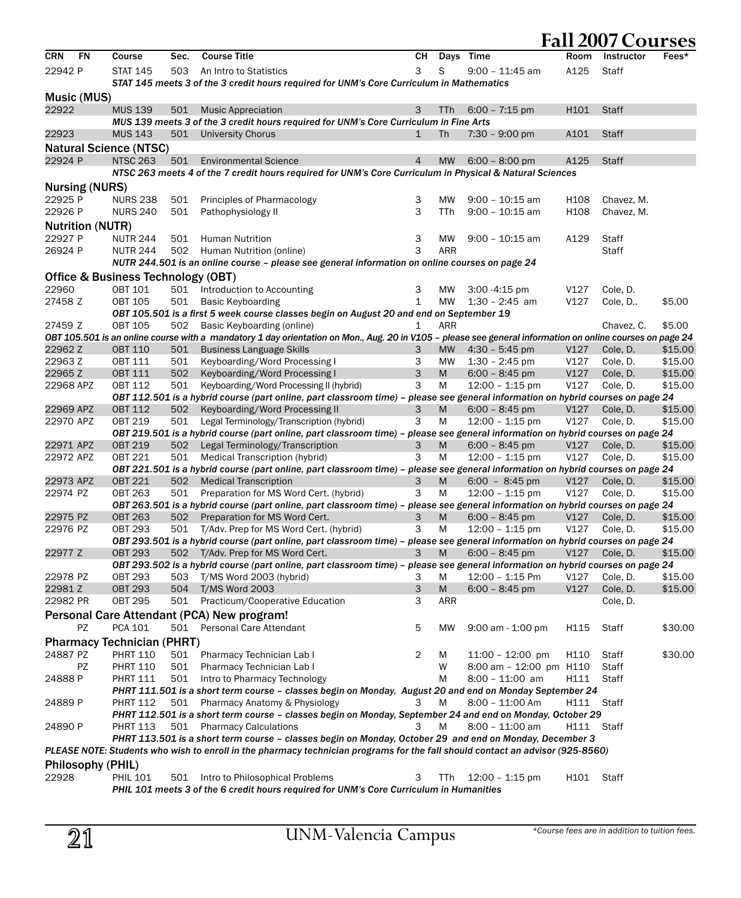# Fall 2007 Courses

| CRN | FN | Course | Sec. | Course Title | CH | Days | Time | Room | Instructor | Fees* |
|---|---|---|---|---|---|---|---|---|---|---|
| 22942 | P | STAT 145 | 503 | An Intro to Statistics | 3 | S | 9:00 – 11:45 am | A125 | Staff | |
| *STAT 145 meets 3 of the 3 credit hours required for UNM's Core Curriculum in Mathematics* | | | | | | | | | | |
| **Music (MUS)** | | | | | | | | | | |
| 22922 | | MUS 139 | 501 | Music Appreciation | 3 | TTh | 6:00 – 7:15 pm | H101 | Staff | |
| *MUS 139 meets 3 of the 3 credit hours required for UNM's Core Curriculum in Fine Arts* | | | | | | | | | | |
| 22923 | | MUS 143 | 501 | University Chorus | 1 | Th | 7:30 – 9:00 pm | A101 | Staff | |
| **Natural Science (NTSC)** | | | | | | | | | | |
| 22924 | P | NTSC 263 | 501 | Environmental Science | 4 | MW | 6:00 – 8:00 pm | A125 | Staff | |
| *NTSC 263 meets 4 of the 7 credit hours required for UNM's Core Curriculum in Physical & Natural Sciences* | | | | | | | | | | |
| **Nursing (NURS)** | | | | | | | | | | |
| 22925 | P | NURS 238 | 501 | Principles of Pharmacology | 3 | MW | 9:00 – 10:15 am | H108 | Chavez, M. | |
| 22926 | P | NURS 240 | 501 | Pathophysiology II | 3 | TTh | 9:00 – 10:15 am | H108 | Chavez, M. | |
| **Nutrition (NUTR)** | | | | | | | | | | |
| 22927 | P | NUTR 244 | 501 | Human Nutrition | 3 | MW | 9:00 – 10:15 am | A129 | Staff | |
| 26924 | P | NUTR 244 | 502 | Human Nutrition (online) | 3 | ARR | | | Staff | |
| *NUTR 244.501 is an online course – please see general information on online courses on page 24* | | | | | | | | | | |
| **Office & Business Technology (OBT)** | | | | | | | | | | |
| 22960 | | OBT 101 | 501 | Introduction to Accounting | 3 | MW | 3:00 -4:15 pm | V127 | Cole, D. | |
| 27458 | Z | OBT 105 | 501 | Basic Keyboarding | 1 | MW | 1:30 – 2:45 am | V127 | Cole, D.. | $5.00 |
| *OBT 105.501 is a first 5 week course classes begin on August 20 and end on September 19* | | | | | | | | | | |
| 27459 | Z | OBT 105 | 502 | Basic Keyboarding (online) | 1 | ARR | | | Chavez, C. | $5.00 |
| *OBT 105.501 is an online course with a mandatory 1 day orientation on Mon., Aug. 20 in V105 – please see general information on online courses on page 24* | | | | | | | | | | |
| 22962 | Z | OBT 110 | 501 | Business Language Skills | 3 | MW | 4:30 – 5:45 pm | V127 | Cole, D. | $15.00 |
| 22963 | Z | OBT 111 | 501 | Keyboarding/Word Processing I | 3 | MW | 1:30 – 2:45 pm | V127 | Cole, D. | $15.00 |
| 22965 | Z | OBT 111 | 502 | Keyboarding/Word Processing I | 3 | M | 6:00 – 8:45 pm | V127 | Cole, D. | $15.00 |
| 22968 | APZ | OBT 112 | 501 | Keyboarding/Word Processing II (hybrid) | 3 | M | 12:00 – 1:15 pm | V127 | Cole, D. | $15.00 |
| *OBT 112.501 is a hybrid course (part online, part classroom time) – please see general information on hybrid courses on page 24* | | | | | | | | | | |
| 22969 | APZ | OBT 112 | 502 | Keyboarding/Word Processing II | 3 | M | 6:00 – 8:45 pm | V127 | Cole, D. | $15.00 |
| 22970 | APZ | OBT 219 | 501 | Legal Terminology/Transcription (hybrid) | 3 | M | 12:00 – 1:15 pm | V127 | Cole, D. | $15.00 |
| *OBT 219.501 is a hybrid course (part online, part classroom time) – please see general information on hybrid courses on page 24* | | | | | | | | | | |
| 22971 | APZ | OBT 219 | 502 | Legal Terminology/Transcription | 3 | M | 6:00 – 8:45 pm | V127 | Cole, D. | $15.00 |
| 22972 | APZ | OBT 221 | 501 | Medical Transcription (hybrid) | 3 | M | 12:00 – 1:15 pm | V127 | Cole, D. | $15.00 |
| *OBT 221.501 is a hybrid course (part online, part classroom time) – please see general information on hybrid courses on page 24* | | | | | | | | | | |
| 22973 | APZ | OBT 221 | 502 | Medical Transcription | 3 | M | 6:00 – 8:45 pm | V127 | Cole, D. | $15.00 |
| 22974 | PZ | OBT 263 | 501 | Preparation for MS Word Cert. (hybrid) | 3 | M | 12:00 – 1:15 pm | V127 | Cole, D. | $15.00 |
| *OBT 263.501 is a hybrid course (part online, part classroom time) – please see general information on hybrid courses on page 24* | | | | | | | | | | |
| 22975 | PZ | OBT 263 | 502 | Preparation for MS Word Cert. | 3 | M | 6:00 – 8:45 pm | V127 | Cole, D. | $15.00 |
| 22976 | PZ | OBT 293 | 501 | T/Adv. Prep for MS Word Cert. (hybrid) | 3 | M | 12:00 – 1:15 pm | V127 | Cole, D. | $15.00 |
| *OBT 293.501 is a hybrid course (part online, part classroom time) – please see general information on hybrid courses on page 24* | | | | | | | | | | |
| 22977 | Z | OBT 293 | 502 | T/Adv. Prep for MS Word Cert. | 3 | M | 6:00 – 8:45 pm | V127 | Cole, D. | $15.00 |
| *OBT 293.502 is a hybrid course (part online, part classroom time) – please see general information on hybrid courses on page 24* | | | | | | | | | | |
| 22978 | PZ | OBT 293 | 503 | T/MS Word 2003 (hybrid) | 3 | M | 12:00 – 1:15 Pm | V127 | Cole, D. | $15.00 |
| 22981 | Z | OBT 293 | 504 | T/MS Word 2003 | 3 | M | 6:00 – 8:45 pm | V127 | Cole, D. | $15.00 |
| 22982 | PR | OBT 295 | 501 | Practicum/Cooperative Education | 3 | ARR | | | Cole, D. | |
| **Personal Care Attendant (PCA) New program!** | | | | | | | | | | |
| | PZ | PCA 101 | 501 | Personal Care Attendant | 5 | MW | 9:00 am - 1:00 pm | H115 | Staff | $30.00 |
| **Pharmacy Technician (PHRT)** | | | | | | | | | | |
| 24887 | PZ | PHRT 110 | 501 | Pharmacy Technician Lab I | 2 | M | 11:00 – 12:00 pm | H110 | Staff | $30.00 |
| | PZ | PHRT 110 | 501 | Pharmacy Technician Lab I | | W | 8:00 am – 12:00 pm | H110 | Staff | |
| 24888 | P | PHRT 111 | 501 | Intro to Pharmacy Technology | | M | 8:00 – 11:00 am | H111 | Staff | |
| *PHRT 111.501 is a short term course – classes begin on Monday, August 20 and end on Monday September 24* | | | | | | | | | | |
| 24889 | P | PHRT 112 | 501 | Pharmacy Anatomy & Physiology | 3 | M | 8:00 – 11:00 Am | H111 | Staff | |
| *PHRT 112.501 is a short term course – classes begin on Monday, September 24 and end on Monday, October 29* | | | | | | | | | | |
| 24890 | P | PHRT 113 | 501 | Pharmacy Calculations | 3 | M | 8:00 – 11:00 am | H111 | Staff | |
| *PHRT 113.501 is a short term course – classes begin on Monday, October 29 and end on Monday, December 3* | | | | | | | | | | |
| *PLEASE NOTE: Students who wish to enroll in the pharmacy technician programs for the fall should contact an advisor (925-8560)* | | | | | | | | | | |
| **Philosophy (PHIL)** | | | | | | | | | | |
| 22928 | | PHIL 101 | 501 | Intro to Philosophical Problems | 3 | TTh | 12:00 – 1:15 pm | H101 | Staff | |
| *PHIL 101 meets 3 of the 6 credit hours required for UNM's Core Curriculum in Humanities* | | | | | | | | | | |

UNM-Valencia Campus

*Course fees are in addition to tuition fees.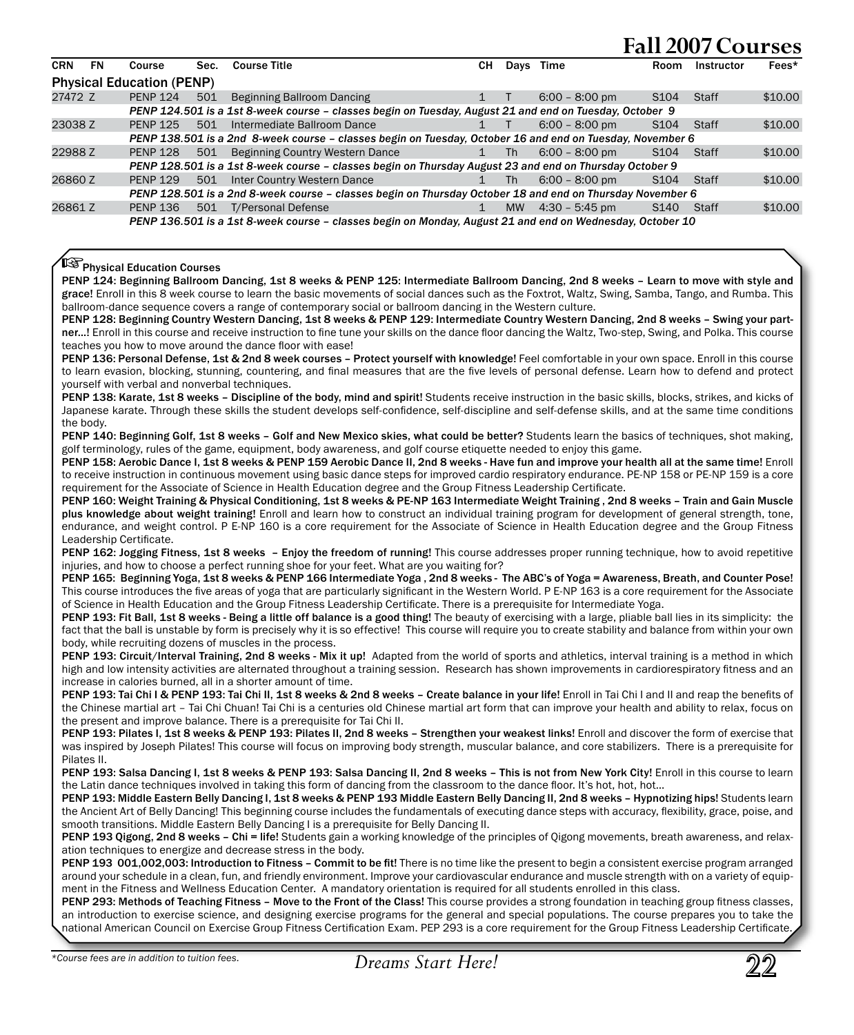# Fall 2007 Courses

| CRN | FN | Course | Sec. | Course Title | CH | Days | Time | Room | Instructor | Fees* |
|---|---|---|---|---|---|---|---|---|---|---|
| **Physical Education (PENP)** | | | | | | | | | | |
| 27472 | Z | PENP 124 | 501 | Beginning Ballroom Dancing | 1 | T | 6:00 – 8:00 pm | S104 | Staff | $10.00 |
| | | *PENP 124.501 is a 1st 8-week course – classes begin on Tuesday, August 21 and end on Tuesday, October 9* | | | | | | | | |
| 23038 | Z | PENP 125 | 501 | Intermediate Ballroom Dance | 1 | T | 6:00 – 8:00 pm | S104 | Staff | $10.00 |
| | | *PENP 138.501 is a 2nd 8-week course – classes begin on Tuesday, October 16 and end on Tuesday, November 6* | | | | | | | | |
| 22988 | Z | PENP 128 | 501 | Beginning Country Western Dance | 1 | Th | 6:00 – 8:00 pm | S104 | Staff | $10.00 |
| | | *PENP 128.501 is a 1st 8-week course – classes begin on Thursday August 23 and end on Thursday October 9* | | | | | | | | |
| 26860 | Z | PENP 129 | 501 | Inter Country Western Dance | 1 | Th | 6:00 – 8:00 pm | S104 | Staff | $10.00 |
| | | *PENP 128.501 is a 2nd 8-week course – classes begin on Thursday October 18 and end on Thursday November 6* | | | | | | | | |
| 26861 | Z | PENP 136 | 501 | T/Personal Defense | 1 | MW | 4:30 – 5:45 pm | S140 | Staff | $10.00 |
| | | *PENP 136.501 is a 1st 8-week course – classes begin on Monday, August 21 and end on Wednesday, October 10* | | | | | | | | |

**☞ Physical Education Courses**

**PENP 124: Beginning Ballroom Dancing, 1st 8 weeks & PENP 125: Intermediate Ballroom Dancing, 2nd 8 weeks – Learn to move with style and grace!** Enroll in this 8 week course to learn the basic movements of social dances such as the Foxtrot, Waltz, Swing, Samba, Tango, and Rumba. This ballroom-dance sequence covers a range of contemporary social or ballroom dancing in the Western culture.

**PENP 128: Beginning Country Western Dancing, 1st 8 weeks & PENP 129: Intermediate Country Western Dancing, 2nd 8 weeks – Swing your partner...!** Enroll in this course and receive instruction to fine tune your skills on the dance floor dancing the Waltz, Two-step, Swing, and Polka. This course teaches you how to move around the dance floor with ease!

**PENP 136: Personal Defense, 1st & 2nd 8 week courses – Protect yourself with knowledge!** Feel comfortable in your own space. Enroll in this course to learn evasion, blocking, stunning, countering, and final measures that are the five levels of personal defense. Learn how to defend and protect yourself with verbal and nonverbal techniques.

**PENP 138: Karate, 1st 8 weeks – Discipline of the body, mind and spirit!** Students receive instruction in the basic skills, blocks, strikes, and kicks of Japanese karate. Through these skills the student develops self-confidence, self-discipline and self-defense skills, and at the same time conditions the body.

**PENP 140: Beginning Golf, 1st 8 weeks – Golf and New Mexico skies, what could be better?** Students learn the basics of techniques, shot making, golf terminology, rules of the game, equipment, body awareness, and golf course etiquette needed to enjoy this game.

**PENP 158: Aerobic Dance I, 1st 8 weeks & PENP 159 Aerobic Dance II, 2nd 8 weeks - Have fun and improve your health all at the same time!** Enroll to receive instruction in continuous movement using basic dance steps for improved cardio respiratory endurance. PE-NP 158 or PE-NP 159 is a core requirement for the Associate of Science in Health Education degree and the Group Fitness Leadership Certificate.

**PENP 160: Weight Training & Physical Conditioning, 1st 8 weeks & PE-NP 163 Intermediate Weight Training , 2nd 8 weeks – Train and Gain Muscle plus knowledge about weight training!** Enroll and learn how to construct an individual training program for development of general strength, tone, endurance, and weight control. P E-NP 160 is a core requirement for the Associate of Science in Health Education degree and the Group Fitness Leadership Certificate.

**PENP 162: Jogging Fitness, 1st 8 weeks – Enjoy the freedom of running!** This course addresses proper running technique, how to avoid repetitive injuries, and how to choose a perfect running shoe for your feet. What are you waiting for?

**PENP 165: Beginning Yoga, 1st 8 weeks & PENP 166 Intermediate Yoga , 2nd 8 weeks - The ABC's of Yoga = Awareness, Breath, and Counter Pose!** This course introduces the five areas of yoga that are particularly significant in the Western World. P E-NP 163 is a core requirement for the Associate of Science in Health Education and the Group Fitness Leadership Certificate. There is a prerequisite for Intermediate Yoga.

**PENP 193: Fit Ball, 1st 8 weeks - Being a little off balance is a good thing!** The beauty of exercising with a large, pliable ball lies in its simplicity: the fact that the ball is unstable by form is precisely why it is so effective! This course will require you to create stability and balance from within your own body, while recruiting dozens of muscles in the process.

**PENP 193: Circuit/Interval Training, 2nd 8 weeks - Mix it up!** Adapted from the world of sports and athletics, interval training is a method in which high and low intensity activities are alternated throughout a training session. Research has shown improvements in cardiorespiratory fitness and an increase in calories burned, all in a shorter amount of time.

**PENP 193: Tai Chi I & PENP 193: Tai Chi II, 1st 8 weeks & 2nd 8 weeks – Create balance in your life!** Enroll in Tai Chi I and II and reap the benefits of the Chinese martial art – Tai Chi Chuan! Tai Chi is a centuries old Chinese martial art form that can improve your health and ability to relax, focus on the present and improve balance. There is a prerequisite for Tai Chi II.

**PENP 193: Pilates I, 1st 8 weeks & PENP 193: Pilates II, 2nd 8 weeks – Strengthen your weakest links!** Enroll and discover the form of exercise that was inspired by Joseph Pilates! This course will focus on improving body strength, muscular balance, and core stabilizers. There is a prerequisite for Pilates II.

**PENP 193: Salsa Dancing I, 1st 8 weeks & PENP 193: Salsa Dancing II, 2nd 8 weeks – This is not from New York City!** Enroll in this course to learn the Latin dance techniques involved in taking this form of dancing from the classroom to the dance floor. It's hot, hot, hot...

**PENP 193: Middle Eastern Belly Dancing I, 1st 8 weeks & PENP 193 Middle Eastern Belly Dancing II, 2nd 8 weeks – Hypnotizing hips!** Students learn the Ancient Art of Belly Dancing! This beginning course includes the fundamentals of executing dance steps with accuracy, flexibility, grace, poise, and smooth transitions. Middle Eastern Belly Dancing I is a prerequisite for Belly Dancing II.

**PENP 193 Qigong, 2nd 8 weeks – Chi = life!** Students gain a working knowledge of the principles of Qigong movements, breath awareness, and relaxation techniques to energize and decrease stress in the body.

**PENP 193 001,002,003: Introduction to Fitness – Commit to be fit!** There is no time like the present to begin a consistent exercise program arranged around your schedule in a clean, fun, and friendly environment. Improve your cardiovascular endurance and muscle strength with on a variety of equipment in the Fitness and Wellness Education Center. A mandatory orientation is required for all students enrolled in this class.

**PENP 293: Methods of Teaching Fitness – Move to the Front of the Class!** This course provides a strong foundation in teaching group fitness classes, an introduction to exercise science, and designing exercise programs for the general and special populations. The course prepares you to take the national American Council on Exercise Group Fitness Certification Exam. PEP 293 is a core requirement for the Group Fitness Leadership Certificate.

*\*Course fees are in addition to tuition fees.*

*Dreams Start Here!*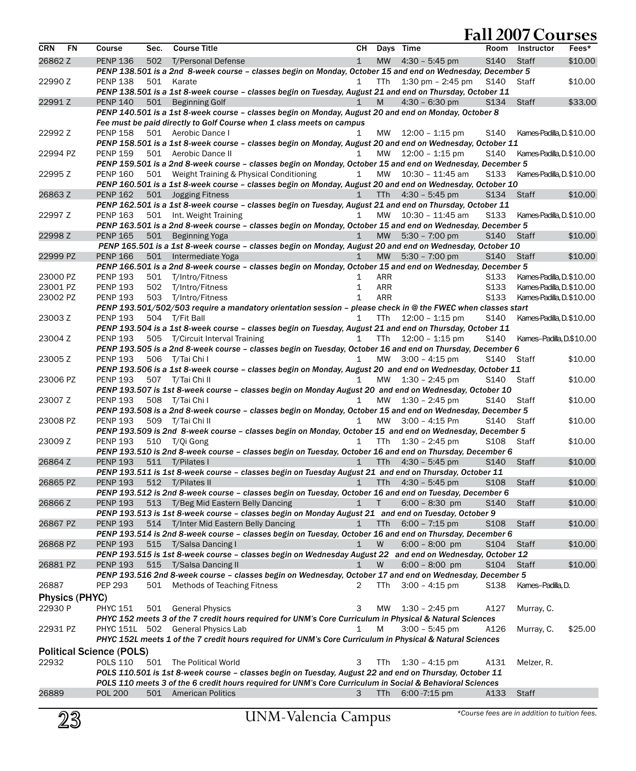# Fall 2007 Courses

| CRN | FN | Course | Sec. | Course Title | CH | Days | Time | Room | Instructor | Fees* |
|---|---|---|---|---|---|---|---|---|---|---|
| 26862 | Z | PENP 136 | 502 | T/Personal Defense | 1 | MW | 4:30 – 5:45 pm | S140 | Staff | $10.00 |
| | | *PENP 138.501 is a 2nd 8-week course – classes begin on Monday, October 15 and end on Wednesday, December 5* | | | | | | | | |
| 22990 | Z | PENP 138 | 501 | Karate | 1 | TTh | 1:30 pm – 2:45 pm | S140 | Staff | $10.00 |
| | | *PENP 138.501 is a 1st 8-week course – classes begin on Tuesday, August 21 and end on Thursday, October 11* | | | | | | | | |
| 22991 | Z | PENP 140 | 501 | Beginning Golf | 1 | M | 4:30 – 6:30 pm | S134 | Staff | $33.00 |
| | | *PENP 140.501 is a 1st 8-week course – classes begin on Monday, August 20 and end on Monday, October 8* | | | | | | | | |
| | | *Fee must be paid directly to Golf Course when 1 class meets on campus* | | | | | | | | |
| 22992 | Z | PENP 158 | 501 | Aerobic Dance I | 1 | MW | 12:00 – 1:15 pm | S140 | Karnes-Padilla, D. | $10.00 |
| | | *PENP 158.501 is a 1st 8-week course – classes begin on Monday, August 20 and end on Wednesday, October 11* | | | | | | | | |
| 22994 | PZ | PENP 159 | 501 | Aerobic Dance II | 1 | MW | 12:00 – 1:15 pm | S140 | Karnes-Padilla, D. | $10.00 |
| | | *PENP 159.501 is a 2nd 8-week course – classes begin on Monday, October 15 and end on Wednesday, December 5* | | | | | | | | |
| 22995 | Z | PENP 160 | 501 | Weight Training & Physical Conditioning | 1 | MW | 10:30 – 11:45 am | S133 | Karnes-Padilla, D. | $10.00 |
| | | *PENP 160.501 is a 1st 8-week course – classes begin on Monday, August 20 and end on Wednesday, October 10* | | | | | | | | |
| 26863 | Z | PENP 162 | 501 | Jogging Fitness | 1 | TTh | 4:30 – 5:45 pm | S134 | Staff | $10.00 |
| | | *PENP 162.501 is a 1st 8-week course – classes begin on Tuesday, August 21 and end on Thursday, October 11* | | | | | | | | |
| 22997 | Z | PENP 163 | 501 | Int. Weight Training | 1 | MW | 10:30 – 11:45 am | S133 | Karnes-Padilla, D. | $10.00 |
| | | *PENP 163.501 is a 2nd 8-week course – classes begin on Monday, October 15 and end on Wednesday, December 5* | | | | | | | | |
| 22998 | Z | PENP 165 | 501 | Beginning Yoga | 1 | MW | 5:30 – 7:00 pm | S140 | Staff | $10.00 |
| | | *PENP 165.501 is a 1st 8-week course – classes begin on Monday, August 20 and end on Wednesday, October 10* | | | | | | | | |
| 22999 | PZ | PENP 166 | 501 | Intermediate Yoga | 1 | MW | 5:30 – 7:00 pm | S140 | Staff | $10.00 |
| | | *PENP 166.501 is a 2nd 8-week course – classes begin on Monday, October 15 and end on Wednesday, December 5* | | | | | | | | |
| 23000 | PZ | PENP 193 | 501 | T/Intro/Fitness | 1 | ARR | | S133 | Karnes-Padilla, D. | $10.00 |
| 23001 | PZ | PENP 193 | 502 | T/Intro/Fitness | 1 | ARR | | S133 | Karnes-Padilla, D. | $10.00 |
| 23002 | PZ | PENP 193 | 503 | T/Intro/Fitness | 1 | ARR | | S133 | Karnes-Padilla, D. | $10.00 |
| | | *PENP 193.501/502/503 require a mandatory orientation session – please check in @ the FWEC when classes start* | | | | | | | | |
| 23003 | Z | PENP 193 | 504 | T/Fit Ball | 1 | TTh | 12:00 – 1:15 pm | S140 | Karnes-Padilla, D. | $10.00 |
| | | *PENP 193.504 is a 1st 8-week course – classes begin on Tuesday, August 21 and end on Thursday, October 11* | | | | | | | | |
| 23004 | Z | PENP 193 | 505 | T/Circuit Interval Training | 1 | TTh | 12:00 – 1:15 pm | S140 | Karnes–Padilla, D. | $10.00 |
| | | *PENP 193.505 is a 2nd 8-week course – classes begin on Tuesday, October 16 and end on Thursday, December 6* | | | | | | | | |
| 23005 | Z | PENP 193 | 506 | T/Tai Chi I | 1 | MW | 3:00 – 4:15 pm | S140 | Staff | $10.00 |
| | | *PENP 193.506 is a 1st 8-week course – classes begin on Monday, August 20 and end on Wednesday, October 11* | | | | | | | | |
| 23006 | PZ | PENP 193 | 507 | T/Tai Chi II | 1 | MW | 1:30 – 2:45 pm | S140 | Staff | $10.00 |
| | | *PENP 193.507 is 1st 8-week course – classes begin on Monday August 20 and end on Wednesday, October 10* | | | | | | | | |
| 23007 | Z | PENP 193 | 508 | T/Tai Chi I | 1 | MW | 1:30 – 2:45 pm | S140 | Staff | $10.00 |
| | | *PENP 193.508 is a 2nd 8-week course – classes begin on Monday, October 15 and end on Wednesday, December 5* | | | | | | | | |
| 23008 | PZ | PENP 193 | 509 | T/Tai Chi II | 1 | MW | 3:00 – 4:15 Pm | S140 | Staff | $10.00 |
| | | *PENP 193.509 is 2nd 8-week course – classes begin on Monday, October 15 and end on Wednesday, December 5* | | | | | | | | |
| 23009 | Z | PENP 193 | 510 | T/Qi Gong | 1 | TTh | 1:30 – 2:45 pm | S108 | Staff | $10.00 |
| | | *PENP 193.510 is 2nd 8-week course – classes begin on Tuesday, October 16 and end on Thursday, December 6* | | | | | | | | |
| 26864 | Z | PENP 193 | 511 | T/Pilates I | 1 | TTh | 4:30 – 5:45 pm | S140 | Staff | $10.00 |
| | | *PENP 193.511 is 1st 8-week course – classes begin on Tuesday August 21 and end on Thursday, October 11* | | | | | | | | |
| 26865 | PZ | PENP 193 | 512 | T/Pilates II | 1 | TTh | 4:30 – 5:45 pm | S108 | Staff | $10.00 |
| | | *PENP 193.512 is 2nd 8-week course – classes begin on Tuesday, October 16 and end on Thursday, December 6* | | | | | | | | |
| 26866 | Z | PENP 193 | 513 | T/Beg Mid Eastern Belly Dancing | 1 | T | 6:00 – 8:30 pm | S140 | Staff | $10.00 |
| | | *PENP 193.513 is 1st 8-week course – classes begin on Monday August 21 and end on Tuesday, October 9* | | | | | | | | |
| 26867 | PZ | PENP 193 | 514 | T/Inter Mid Eastern Belly Dancing | 1 | TTh | 6:00 – 7:15 pm | S108 | Staff | $10.00 |
| | | *PENP 193.514 is 2nd 8-week course – classes begin on Tuesday, October 16 and end on Thursday, December 6* | | | | | | | | |
| 26868 | PZ | PENP 193 | 515 | T/Salsa Dancing I | 1 | W | 6:00 – 8:00 pm | S104 | Staff | $10.00 |
| | | *PENP 193.515 is 1st 8-week course – classes begin on Wednesday August 22 and end on Wednesday, October 12* | | | | | | | | |
| 26881 | PZ | PENP 193 | 515 | T/Salsa Dancing II | 1 | W | 6:00 – 8:00 pm | S104 | Staff | $10.00 |
| | | *PENP 193.516 2nd 8-week course – classes begin on Wednesday, October 17 and end on Wednesday, December 5* | | | | | | | | |
| 26887 | | PEP 293 | 501 | Methods of Teaching Fitness | 2 | TTh | 3:00 – 4:15 pm | S138 | Karnes–Padilla, D. | |
| **Physics (PHYC)** | | | | | | | | | | |
| 22930 | P | PHYC 151 | 501 | General Physics | 3 | MW | 1:30 – 2:45 pm | A127 | Murray, C. | |
| | | *PHYC 152 meets 3 of the 7 credit hours required for UNM's Core Curriculum in Physical & Natural Sciences* | | | | | | | | |
| 22931 | PZ | PHYC 151L | 502 | General Physics Lab | 1 | M | 3:00 – 5:45 pm | A126 | Murray, C. | $25.00 |
| | | *PHYC 152L meets 1 of the 7 credit hours required for UNM's Core Curriculum in Physical & Natural Sciences* | | | | | | | | |
| **Political Science (POLS)** | | | | | | | | | | |
| 22932 | | POLS 110 | 501 | The Political World | 3 | TTh | 1:30 – 4:15 pm | A131 | Melzer, R. | |
| | | *POLS 110.501 is 1st 8-week course – classes begin on Tuesday, August 22 and end on Thursday, October 11* | | | | | | | | |
| | | *POLS 110 meets 3 of the 6 credit hours required for UNM's Core Curriculum in Social & Behavioral Sciences* | | | | | | | | |
| 26889 | | POL 200 | 501 | American Politics | 3 | TTh | 6:00 -7:15 pm | A133 | Staff | |

*Course fees are in addition to tuition fees.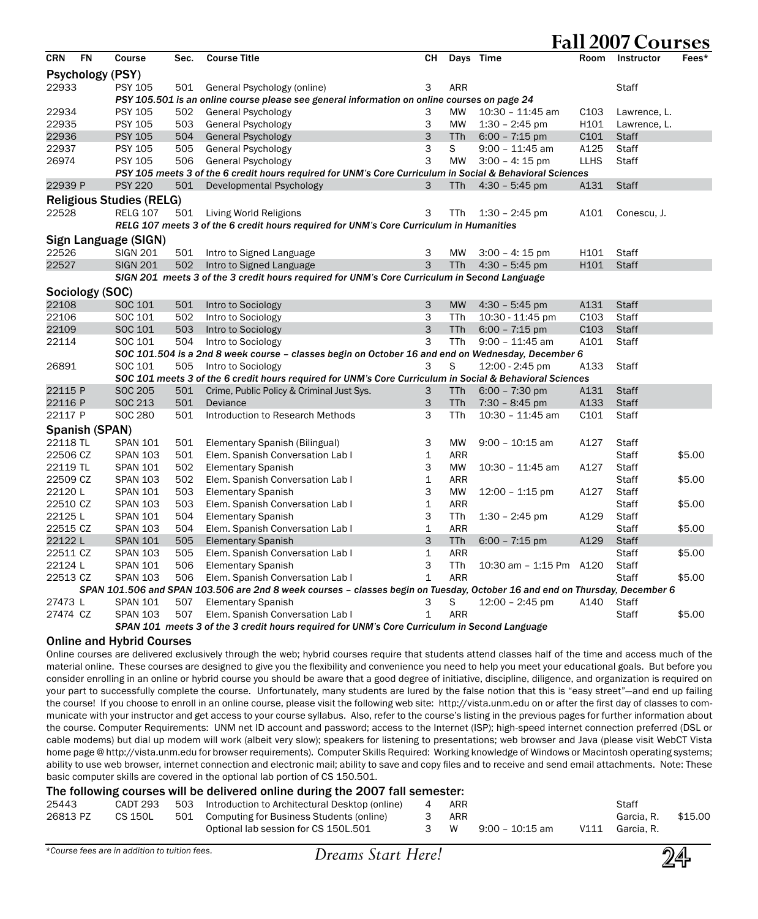# Fall 2007 Courses

| CRN | FN | Course | Sec. | Course Title | CH | Days | Time | Room | Instructor | Fees* |
|---|---|---|---|---|---|---|---|---|---|---|
| **Psychology (PSY)** | | | | | | | | | | |
| 22933 | | PSY 105 | 501 | General Psychology (online) | 3 | ARR | | | Staff | |
| | | *PSY 105.501 is an online course please see general information on online courses on page 24* | | | | | | | | |
| 22934 | | PSY 105 | 502 | General Psychology | 3 | MW | 10:30 – 11:45 am | C103 | Lawrence, L. | |
| 22935 | | PSY 105 | 503 | General Psychology | 3 | MW | 1:30 – 2:45 pm | H101 | Lawrence, L. | |
| 22936 | | PSY 105 | 504 | General Psychology | 3 | TTh | 6:00 – 7:15 pm | C101 | Staff | |
| 22937 | | PSY 105 | 505 | General Psychology | 3 | S | 9:00 – 11:45 am | A125 | Staff | |
| 26974 | | PSY 105 | 506 | General Psychology | 3 | MW | 3:00 – 4: 15 pm | LLHS | Staff | |
| | | *PSY 105 meets 3 of the 6 credit hours required for UNM's Core Curriculum in Social & Behavioral Sciences* | | | | | | | | |
| 22939 | P | PSY 220 | 501 | Developmental Psychology | 3 | TTh | 4:30 – 5:45 pm | A131 | Staff | |
| **Religious Studies (RELG)** | | | | | | | | | | |
| 22528 | | RELG 107 | 501 | Living World Religions | 3 | TTh | 1:30 – 2:45 pm | A101 | Conescu, J. | |
| | | *RELG 107 meets 3 of the 6 credit hours required for UNM's Core Curriculum in Humanities* | | | | | | | | |
| **Sign Language (SIGN)** | | | | | | | | | | |
| 22526 | | SIGN 201 | 501 | Intro to Signed Language | 3 | MW | 3:00 – 4: 15 pm | H101 | Staff | |
| 22527 | | SIGN 201 | 502 | Intro to Signed Language | 3 | TTh | 4:30 – 5:45 pm | H101 | Staff | |
| | | *SIGN 201 meets 3 of the 3 credit hours required for UNM's Core Curriculum in Second Language* | | | | | | | | |
| **Sociology (SOC)** | | | | | | | | | | |
| 22108 | | SOC 101 | 501 | Intro to Sociology | 3 | MW | 4:30 – 5:45 pm | A131 | Staff | |
| 22106 | | SOC 101 | 502 | Intro to Sociology | 3 | TTh | 10:30 - 11:45 pm | C103 | Staff | |
| 22109 | | SOC 101 | 503 | Intro to Sociology | 3 | TTh | 6:00 – 7:15 pm | C103 | Staff | |
| 22114 | | SOC 101 | 504 | Intro to Sociology | 3 | TTh | 9:00 – 11:45 am | A101 | Staff | |
| | | *SOC 101.504 is a 2nd 8 week course – classes begin on October 16 and end on Wednesday, December 6* | | | | | | | | |
| 26891 | | SOC 101 | 505 | Intro to Sociology | 3 | S | 12:00 - 2:45 pm | A133 | Staff | |
| | | *SOC 101 meets 3 of the 6 credit hours required for UNM's Core Curriculum in Social & Behavioral Sciences* | | | | | | | | |
| 22115 | P | SOC 205 | 501 | Crime, Public Policy & Criminal Just Sys. | 3 | TTh | 6:00 – 7:30 pm | A131 | Staff | |
| 22116 | P | SOC 213 | 501 | Deviance | 3 | TTh | 7:30 – 8:45 pm | A133 | Staff | |
| 22117 | P | SOC 280 | 501 | Introduction to Research Methods | 3 | TTh | 10:30 – 11:45 am | C101 | Staff | |
| **Spanish (SPAN)** | | | | | | | | | | |
| 22118 | TL | SPAN 101 | 501 | Elementary Spanish (Bilingual) | 3 | MW | 9:00 – 10:15 am | A127 | Staff | |
| 22506 | CZ | SPAN 103 | 501 | Elem. Spanish Conversation Lab I | 1 | ARR | | | Staff | $5.00 |
| 22119 | TL | SPAN 101 | 502 | Elementary Spanish | 3 | MW | 10:30 – 11:45 am | A127 | Staff | |
| 22509 | CZ | SPAN 103 | 502 | Elem. Spanish Conversation Lab I | 1 | ARR | | | Staff | $5.00 |
| 22120 | L | SPAN 101 | 503 | Elementary Spanish | 3 | MW | 12:00 – 1:15 pm | A127 | Staff | |
| 22510 | CZ | SPAN 103 | 503 | Elem. Spanish Conversation Lab I | 1 | ARR | | | Staff | $5.00 |
| 22125 | L | SPAN 101 | 504 | Elementary Spanish | 3 | TTh | 1:30 – 2:45 pm | A129 | Staff | |
| 22515 | CZ | SPAN 103 | 504 | Elem. Spanish Conversation Lab I | 1 | ARR | | | Staff | $5.00 |
| 22122 | L | SPAN 101 | 505 | Elementary Spanish | 3 | TTh | 6:00 – 7:15 pm | A129 | Staff | |
| 22511 | CZ | SPAN 103 | 505 | Elem. Spanish Conversation Lab I | 1 | ARR | | | Staff | $5.00 |
| 22124 | L | SPAN 101 | 506 | Elementary Spanish | 3 | TTh | 10:30 am – 1:15 Pm | A120 | Staff | |
| 22513 | CZ | SPAN 103 | 506 | Elem. Spanish Conversation Lab I | 1 | ARR | | | Staff | $5.00 |
| | | *SPAN 101.506 and SPAN 103.506 are 2nd 8 week courses – classes begin on Tuesday, October 16 and end on Thursday, December 6* | | | | | | | | |
| 27473 | L | SPAN 101 | 507 | Elementary Spanish | 3 | S | 12:00 – 2:45 pm | A140 | Staff | |
| 27474 | CZ | SPAN 103 | 507 | Elem. Spanish Conversation Lab I | 1 | ARR | | | Staff | $5.00 |
| | | *SPAN 101 meets 3 of the 3 credit hours required for UNM's Core Curriculum in Second Language* | | | | | | | | |

## Online and Hybrid Courses

Online courses are delivered exclusively through the web; hybrid courses require that students attend classes half of the time and access much of the material online. These courses are designed to give you the flexibility and convenience you need to help you meet your educational goals. But before you consider enrolling in an online or hybrid course you should be aware that a good degree of initiative, discipline, diligence, and organization is required on your part to successfully complete the course. Unfortunately, many students are lured by the false notion that this is "easy street"—and end up failing the course! If you choose to enroll in an online course, please visit the following web site: http://vista.unm.edu on or after the first day of classes to communicate with your instructor and get access to your course syllabus. Also, refer to the course's listing in the previous pages for further information about the course. Computer Requirements: UNM net ID account and password; access to the Internet (ISP); high-speed internet connection preferred (DSL or cable modems) but dial up modem will work (albeit very slow); speakers for listening to presentations; web browser and Java (please visit WebCT Vista home page @ http://vista.unm.edu for browser requirements). Computer Skills Required: Working knowledge of Windows or Macintosh operating systems; ability to use web browser, internet connection and electronic mail; ability to save and copy files and to receive and send email attachments. Note: These basic computer skills are covered in the optional lab portion of CS 150.501.

## The following courses will be delivered online during the 2007 fall semester:

| CRN | FN | Course | Sec. | Course Title | CH | Days | Time | Room | Instructor | Fees* |
|---|---|---|---|---|---|---|---|---|---|---|
| 25443 | | CADT 293 | 503 | Introduction to Architectural Desktop (online) | 4 | ARR | | | Staff | |
| 26813 | PZ | CS 150L | 501 | Computing for Business Students (online) | 3 | ARR | | | Garcia, R. | $15.00 |
| | | | | Optional lab session for CS 150L.501 | 3 | W | 9:00 – 10:15 am | V111 | Garcia, R. | |

*Course fees are in addition to tuition fees.*

*Dreams Start Here!*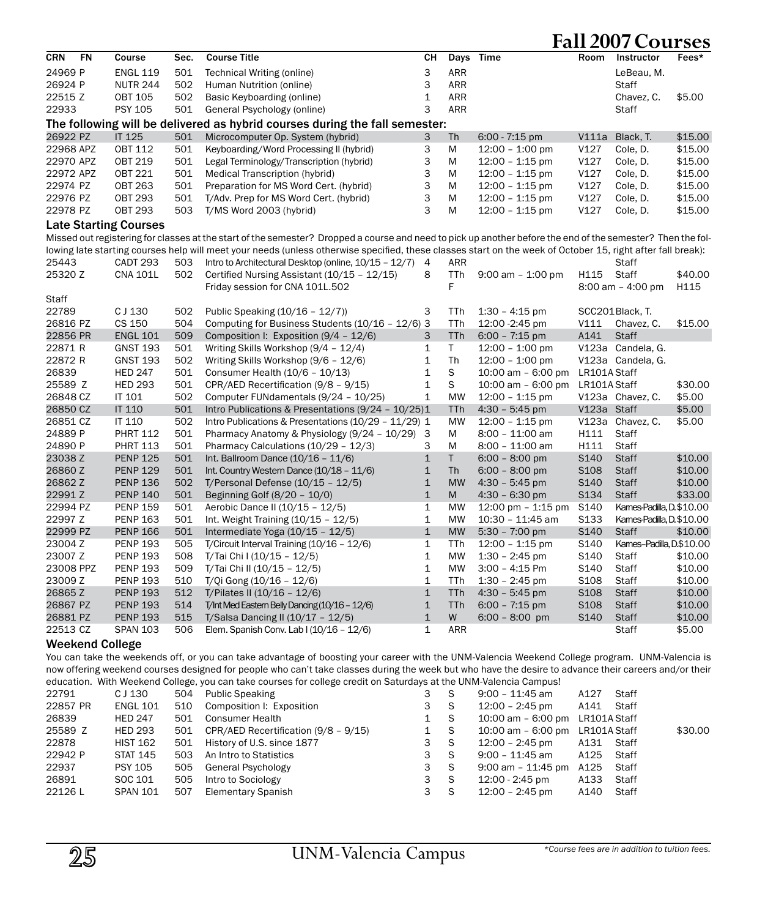# Fall 2007 Courses

| CRN | FN | Course | Sec. | Course Title | CH | Days | Time | Room | Instructor | Fees* |
|---|---|---|---|---|---|---|---|---|---|---|
| 24969 | P | ENGL 119 | 501 | Technical Writing (online) | 3 | ARR | | | LeBeau, M. | |
| 26924 | P | NUTR 244 | 502 | Human Nutrition (online) | 3 | ARR | | | Staff | |
| 22515 | Z | OBT 105 | 502 | Basic Keyboarding (online) | 1 | ARR | | | Chavez, C. | $5.00 |
| 22933 | | PSY 105 | 501 | General Psychology (online) | 3 | ARR | | | Staff | |

### The following will be delivered as hybrid courses during the fall semester:

| CRN | FN | Course | Sec. | Course Title | CH | Days | Time | Room | Instructor | Fees* |
|---|---|---|---|---|---|---|---|---|---|---|
| 26922 | PZ | IT 125 | 501 | Microcomputer Op. System (hybrid) | 3 | Th | 6:00 - 7:15 pm | V111a | Black, T. | $15.00 |
| 22968 | APZ | OBT 112 | 501 | Keyboarding/Word Processing II (hybrid) | 3 | M | 12:00 – 1:00 pm | V127 | Cole, D. | $15.00 |
| 22970 | APZ | OBT 219 | 501 | Legal Terminology/Transcription (hybrid) | 3 | M | 12:00 – 1:15 pm | V127 | Cole, D. | $15.00 |
| 22972 | APZ | OBT 221 | 501 | Medical Transcription (hybrid) | 3 | M | 12:00 – 1:15 pm | V127 | Cole, D. | $15.00 |
| 22974 | PZ | OBT 263 | 501 | Preparation for MS Word Cert. (hybrid) | 3 | M | 12:00 – 1:15 pm | V127 | Cole, D. | $15.00 |
| 22976 | PZ | OBT 293 | 501 | T/Adv. Prep for MS Word Cert. (hybrid) | 3 | M | 12:00 – 1:15 pm | V127 | Cole, D. | $15.00 |
| 22978 | PZ | OBT 293 | 503 | T/MS Word 2003 (hybrid) | 3 | M | 12:00 – 1:15 pm | V127 | Cole, D. | $15.00 |

### Late Starting Courses

Missed out registering for classes at the start of the semester? Dropped a course and need to pick up another before the end of the semester? Then the following late starting courses help will meet your needs (unless otherwise specified, these classes start on the week of October 15, right after fall break):

| CRN | FN | Course | Sec. | Course Title | CH | Days | Time | Room | Instructor | Fees* |
|---|---|---|---|---|---|---|---|---|---|---|
| 25443 | | CADT 293 | 503 | Intro to Architectural Desktop (online, 10/15 – 12/7) | 4 | ARR | | | Staff | |
| 25320 | Z | CNA 101L | 502 | Certified Nursing Assistant (10/15 – 12/15) | 8 | TTh | 9:00 am – 1:00 pm | H115 | Staff | $40.00 |
| | | | | Friday session for CNA 101L.502 | | F | 8:00 am – 4:00 pm | H115 | Staff | |
| 22789 | | C J 130 | 502 | Public Speaking (10/16 – 12/7)) | 3 | TTh | 1:30 – 4:15 pm | SCC201 | Black, T. | |
| 26816 | PZ | CS 150 | 504 | Computing for Business Students (10/16 – 12/6) | 3 | TTh | 12:00 -2:45 pm | V111 | Chavez, C. | $15.00 |
| 22856 | PR | ENGL 101 | 509 | Composition I: Exposition (9/4 – 12/6) | 3 | TTh | 6:00 – 7:15 pm | A141 | Staff | |
| 22871 | R | GNST 193 | 501 | Writing Skills Workshop (9/4 – 12/4) | 1 | T | 12:00 – 1:00 pm | V123a | Candela, G. | |
| 22872 | R | GNST 193 | 502 | Writing Skills Workshop (9/6 – 12/6) | 1 | Th | 12:00 – 1:00 pm | V123a | Candela, G. | |
| 26839 | | HED 247 | 501 | Consumer Health (10/6 – 10/13) | 1 | S | 10:00 am – 6:00 pm | LR101A | Staff | |
| 25589 | Z | HED 293 | 501 | CPR/AED Recertification (9/8 – 9/15) | 1 | S | 10:00 am – 6:00 pm | LR101A | Staff | $30.00 |
| 26848 | CZ | IT 101 | 502 | Computer FUNdamentals (9/24 – 10/25) | 1 | MW | 12:00 – 1:15 pm | V123a | Chavez, C. | $5.00 |
| 26850 | CZ | IT 110 | 501 | Intro Publications & Presentations (9/24 – 10/25) | 1 | TTh | 4:30 – 5:45 pm | V123a | Staff | $5.00 |
| 26851 | CZ | IT 110 | 502 | Intro Publications & Presentations (10/29 – 11/29) | 1 | MW | 12:00 – 1:15 pm | V123a | Chavez, C. | $5.00 |
| 24889 | P | PHRT 112 | 501 | Pharmacy Anatomy & Physiology (9/24 – 10/29) | 3 | M | 8:00 – 11:00 am | H111 | Staff | |
| 24890 | P | PHRT 113 | 501 | Pharmacy Calculations (10/29 – 12/3) | 3 | M | 8:00 – 11:00 am | H111 | Staff | |
| 23038 | Z | PENP 125 | 501 | Int. Ballroom Dance (10/16 – 11/6) | 1 | T | 6:00 – 8:00 pm | S140 | Staff | $10.00 |
| 26860 | Z | PENP 129 | 501 | Int. Country Western Dance (10/18 – 11/6) | 1 | Th | 6:00 – 8:00 pm | S108 | Staff | $10.00 |
| 26862 | Z | PENP 136 | 502 | T/Personal Defense (10/15 – 12/5) | 1 | MW | 4:30 – 5:45 pm | S140 | Staff | $10.00 |
| 22991 | Z | PENP 140 | 501 | Beginning Golf (8/20 – 10/0) | 1 | M | 4:30 – 6:30 pm | S134 | Staff | $33.00 |
| 22994 | PZ | PENP 159 | 501 | Aerobic Dance II (10/15 – 12/5) | 1 | MW | 12:00 pm – 1:15 pm | S140 | Karnes-Padilla, D. | $10.00 |
| 22997 | Z | PENP 163 | 501 | Int. Weight Training (10/15 – 12/5) | 1 | MW | 10:30 – 11:45 am | S133 | Karnes-Padilla, D. | $10.00 |
| 22999 | PZ | PENP 166 | 501 | Intermediate Yoga (10/15 – 12/5) | 1 | MW | 5:30 – 7:00 pm | S140 | Staff | $10.00 |
| 23004 | Z | PENP 193 | 505 | T/Circuit Interval Training (10/16 – 12/6) | 1 | TTh | 12:00 – 1:15 pm | S140 | Karnes–Padilla, D. | $10.00 |
| 23007 | Z | PENP 193 | 508 | T/Tai Chi I (10/15 – 12/5) | 1 | MW | 1:30 – 2:45 pm | S140 | Staff | $10.00 |
| 23008 | PPZ | PENP 193 | 509 | T/Tai Chi II (10/15 – 12/5) | 1 | MW | 3:00 – 4:15 Pm | S140 | Staff | $10.00 |
| 23009 | Z | PENP 193 | 510 | T/Qi Gong (10/16 – 12/6) | 1 | TTh | 1:30 – 2:45 pm | S108 | Staff | $10.00 |
| 26865 | Z | PENP 193 | 512 | T/Pilates II (10/16 – 12/6) | 1 | TTh | 4:30 – 5:45 pm | S108 | Staff | $10.00 |
| 26867 | PZ | PENP 193 | 514 | T/Int Med Eastern Belly Dancing (10/16 – 12/6) | 1 | TTh | 6:00 – 7:15 pm | S108 | Staff | $10.00 |
| 26881 | PZ | PENP 193 | 515 | T/Salsa Dancing II (10/17 – 12/5) | 1 | W | 6:00 – 8:00 pm | S140 | Staff | $10.00 |
| 22513 | CZ | SPAN 103 | 506 | Elem. Spanish Conv. Lab I (10/16 – 12/6) | 1 | ARR | | | Staff | $5.00 |

### Weekend College

You can take the weekends off, or you can take advantage of boosting your career with the UNM-Valencia Weekend College program. UNM-Valencia is now offering weekend courses designed for people who can't take classes during the week but who have the desire to advance their careers and/or their education. With Weekend College, you can take courses for college credit on Saturdays at the UNM-Valencia Campus!

| CRN | FN | Course | Sec. | Course Title | CH | Days | Time | Room | Instructor | Fees* |
|---|---|---|---|---|---|---|---|---|---|---|
| 22791 | | C J 130 | 504 | Public Speaking | 3 | S | 9:00 – 11:45 am | A127 | Staff | |
| 22857 | PR | ENGL 101 | 510 | Composition I: Exposition | 3 | S | 12:00 – 2:45 pm | A141 | Staff | |
| 26839 | | HED 247 | 501 | Consumer Health | 1 | S | 10:00 am – 6:00 pm | LR101A | Staff | |
| 25589 | Z | HED 293 | 501 | CPR/AED Recertification (9/8 – 9/15) | 1 | S | 10:00 am – 6:00 pm | LR101A | Staff | $30.00 |
| 22878 | | HIST 162 | 501 | History of U.S. since 1877 | 3 | S | 12:00 – 2:45 pm | A131 | Staff | |
| 22942 | P | STAT 145 | 503 | An Intro to Statistics | 3 | S | 9:00 – 11:45 am | A125 | Staff | |
| 22937 | | PSY 105 | 505 | General Psychology | 3 | S | 9:00 am – 11:45 pm | A125 | Staff | |
| 26891 | | SOC 101 | 505 | Intro to Sociology | 3 | S | 12:00 - 2:45 pm | A133 | Staff | |
| 22126 | L | SPAN 101 | 507 | Elementary Spanish | 3 | S | 12:00 – 2:45 pm | A140 | Staff | |

UNM-Valencia Campus

*Course fees are in addition to tuition fees.